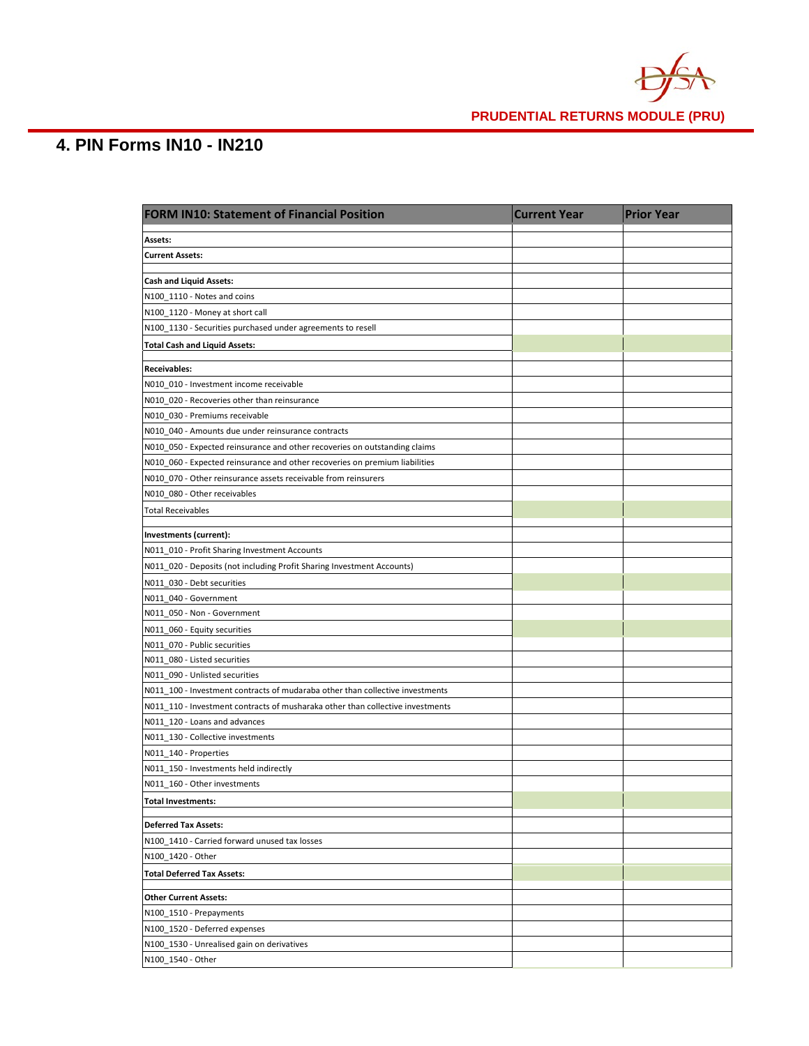# 4. PIN Forms IN10 - IN210

| FORM IN10: Statement of Financial Position | Current Year | Prior Year |
|---|---|---|
| | | |
| **Assets:** | | |
| **Current Assets:** | | |
| | | |
| **Cash and Liquid Assets:** | | |
| N100_1110 - Notes and coins | | |
| N100_1120 - Money at short call | | |
| N100_1130 - Securities purchased under agreements to resell | | |
| **Total Cash and Liquid Assets:** | | |
| | | |
| **Receivables:** | | |
| N010_010 - Investment income receivable | | |
| N010_020 - Recoveries other than reinsurance | | |
| N010_030 - Premiums receivable | | |
| N010_040 - Amounts due under reinsurance contracts | | |
| N010_050 - Expected reinsurance and other recoveries on outstanding claims | | |
| N010_060 - Expected reinsurance and other recoveries on premium liabilities | | |
| N010_070 - Other reinsurance assets receivable from reinsurers | | |
| N010_080 - Other receivables | | |
| Total Receivables | | |
| | | |
| **Investments (current):** | | |
| N011_010 - Profit Sharing Investment Accounts | | |
| N011_020 - Deposits (not including Profit Sharing Investment Accounts) | | |
| N011_030 - Debt securities | | |
| N011_040 - Government | | |
| N011_050 - Non - Government | | |
| N011_060 - Equity securities | | |
| N011_070 - Public securities | | |
| N011_080 - Listed securities | | |
| N011_090 - Unlisted securities | | |
| N011_100 - Investment contracts of mudaraba other than collective investments | | |
| N011_110 - Investment contracts of musharaka other than collective investments | | |
| N011_120 - Loans and advances | | |
| N011_130 - Collective investments | | |
| N011_140 - Properties | | |
| N011_150 - Investments held indirectly | | |
| N011_160 - Other investments | | |
| **Total Investments:** | | |
| | | |
| **Deferred Tax Assets:** | | |
| N100_1410 - Carried forward unused tax losses | | |
| N100_1420 - Other | | |
| **Total Deferred Tax Assets:** | | |
| | | |
| **Other Current Assets:** | | |
| N100_1510 - Prepayments | | |
| N100_1520 - Deferred expenses | | |
| N100_1530 - Unrealised gain on derivatives | | |
| N100_1540 - Other | | |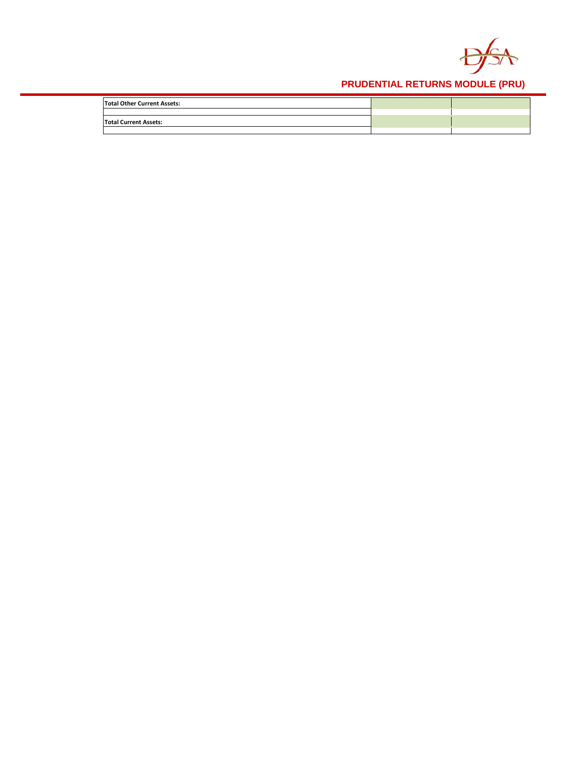| | | |
|---|---|---|
| **Total Other Current Assets:** | | |
| | | |
| **Total Current Assets:** | | |
| | | |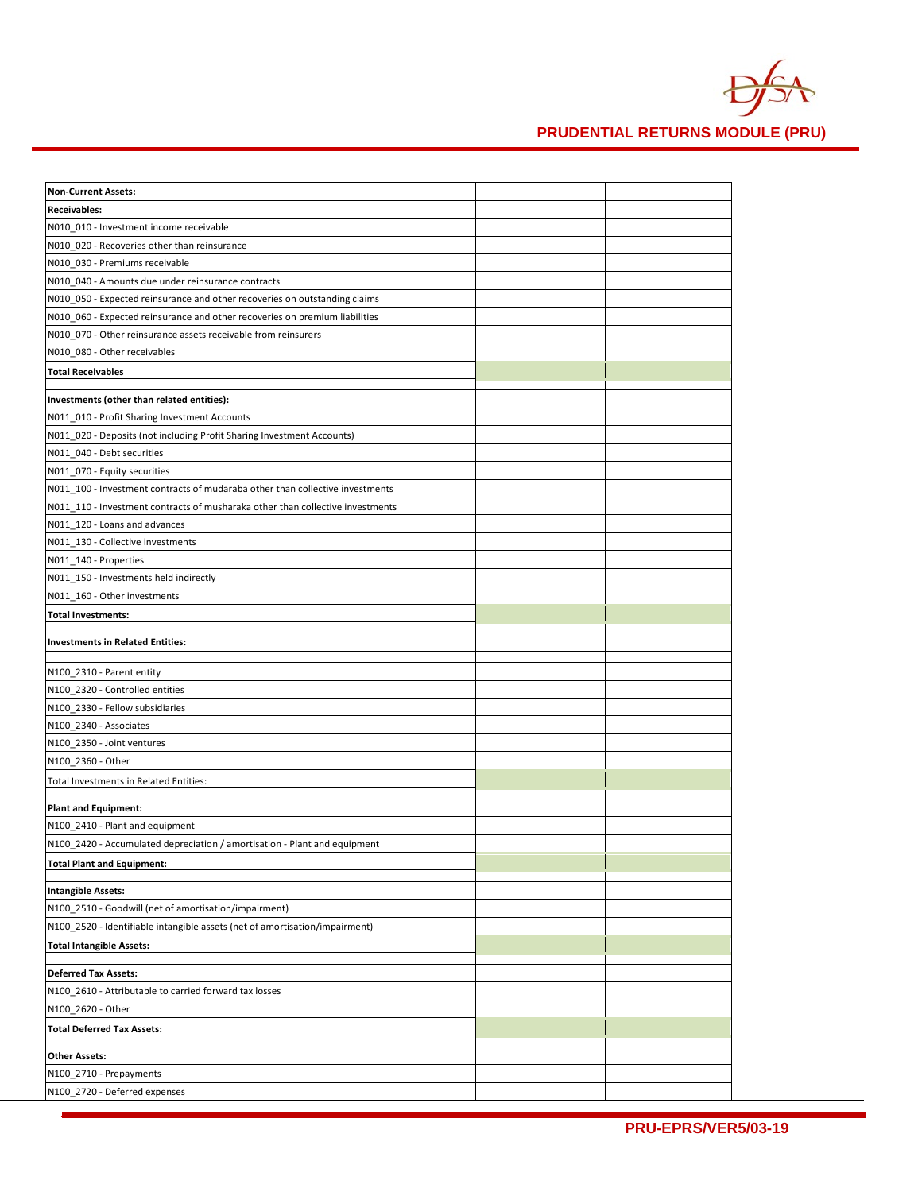| Non-Current Assets: | | |
|---|---|---|
| **Receivables:** | | |
| N010_010 - Investment income receivable | | |
| N010_020 - Recoveries other than reinsurance | | |
| N010_030 - Premiums receivable | | |
| N010_040 - Amounts due under reinsurance contracts | | |
| N010_050 - Expected reinsurance and other recoveries on outstanding claims | | |
| N010_060 - Expected reinsurance and other recoveries on premium liabilities | | |
| N010_070 - Other reinsurance assets receivable from reinsurers | | |
| N010_080 - Other receivables | | |
| **Total Receivables** | | |
| | | |
| **Investments (other than related entities):** | | |
| N011_010 - Profit Sharing Investment Accounts | | |
| N011_020 - Deposits (not including Profit Sharing Investment Accounts) | | |
| N011_040 - Debt securities | | |
| N011_070 - Equity securities | | |
| N011_100 - Investment contracts of mudaraba other than collective investments | | |
| N011_110 - Investment contracts of musharaka other than collective investments | | |
| N011_120 - Loans and advances | | |
| N011_130 - Collective investments | | |
| N011_140 - Properties | | |
| N011_150 - Investments held indirectly | | |
| N011_160 - Other investments | | |
| **Total Investments:** | | |
| | | |
| **Investments in Related Entities:** | | |
| | | |
| N100_2310 - Parent entity | | |
| N100_2320 - Controlled entities | | |
| N100_2330 - Fellow subsidiaries | | |
| N100_2340 - Associates | | |
| N100_2350 - Joint ventures | | |
| N100_2360 - Other | | |
| Total Investments in Related Entities: | | |
| | | |
| **Plant and Equipment:** | | |
| N100_2410 - Plant and equipment | | |
| N100_2420 - Accumulated depreciation / amortisation - Plant and equipment | | |
| **Total Plant and Equipment:** | | |
| | | |
| **Intangible Assets:** | | |
| N100_2510 - Goodwill (net of amortisation/impairment) | | |
| N100_2520 - Identifiable intangible assets (net of amortisation/impairment) | | |
| **Total Intangible Assets:** | | |
| | | |
| **Deferred Tax Assets:** | | |
| N100_2610 - Attributable to carried forward tax losses | | |
| N100_2620 - Other | | |
| **Total Deferred Tax Assets:** | | |
| | | |
| **Other Assets:** | | |
| N100_2710 - Prepayments | | |
| N100_2720 - Deferred expenses | | |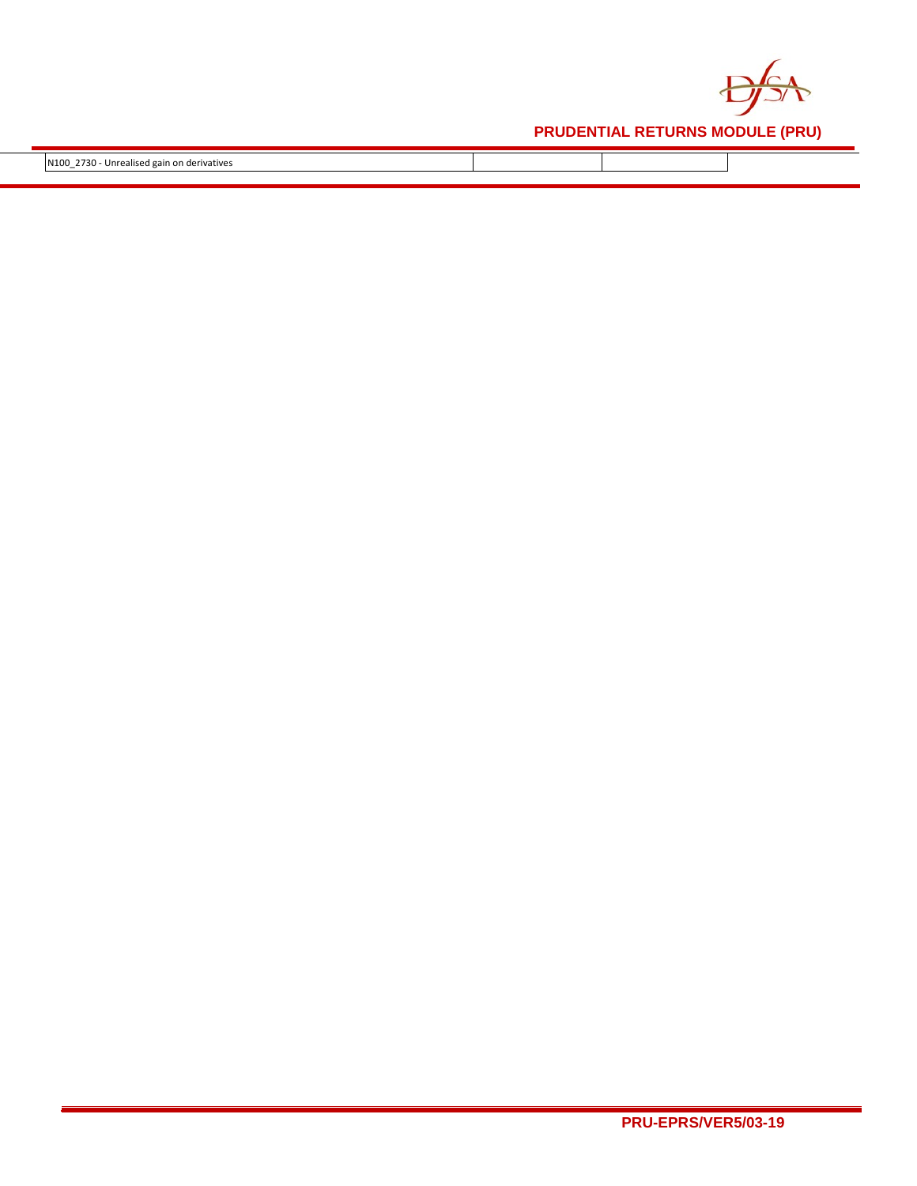| N100_2730 - Unrealised gain on derivatives | | |
|---|---|---|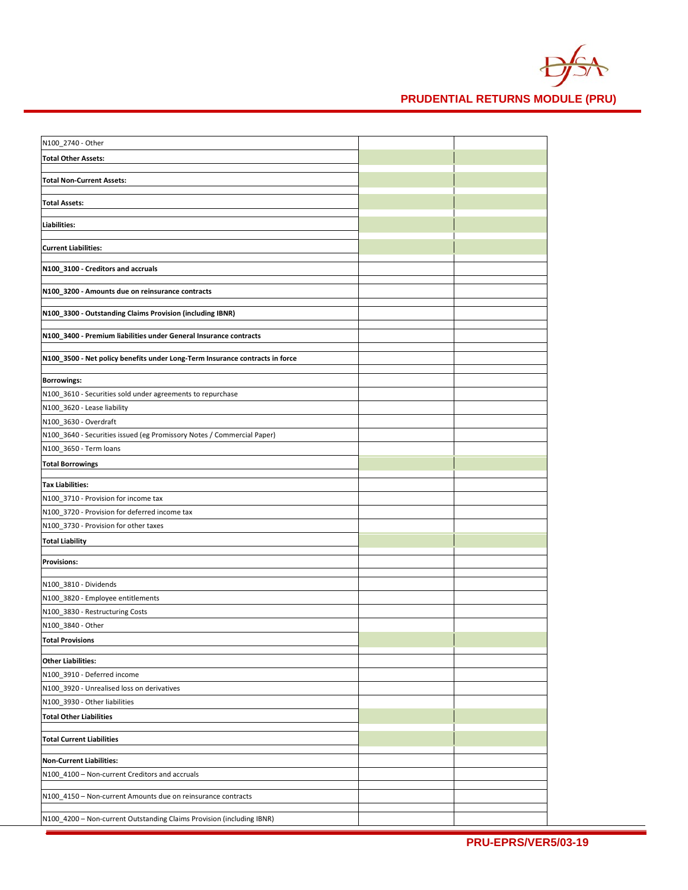| | | |
|---|---|---|
| N100_2740 - Other | | |
| **Total Other Assets:** | | |
| | | |
| **Total Non-Current Assets:** | | |
| | | |
| **Total Assets:** | | |
| | | |
| **Liabilities:** | | |
| | | |
| **Current Liabilities:** | | |
| | | |
| **N100_3100 - Creditors and accruals** | | |
| | | |
| **N100_3200 - Amounts due on reinsurance contracts** | | |
| | | |
| **N100_3300 - Outstanding Claims Provision (including IBNR)** | | |
| | | |
| **N100_3400 - Premium liabilities under General Insurance contracts** | | |
| | | |
| **N100_3500 - Net policy benefits under Long-Term Insurance contracts in force** | | |
| | | |
| **Borrowings:** | | |
| N100_3610 - Securities sold under agreements to repurchase | | |
| N100_3620 - Lease liability | | |
| N100_3630 - Overdraft | | |
| N100_3640 - Securities issued (eg Promissory Notes / Commercial Paper) | | |
| N100_3650 - Term loans | | |
| **Total Borrowings** | | |
| | | |
| **Tax Liabilities:** | | |
| N100_3710 - Provision for income tax | | |
| N100_3720 - Provision for deferred income tax | | |
| N100_3730 - Provision for other taxes | | |
| **Total Liability** | | |
| | | |
| **Provisions:** | | |
| | | |
| N100_3810 - Dividends | | |
| N100_3820 - Employee entitlements | | |
| N100_3830 - Restructuring Costs | | |
| N100_3840 - Other | | |
| **Total Provisions** | | |
| | | |
| **Other Liabilities:** | | |
| N100_3910 - Deferred income | | |
| N100_3920 - Unrealised loss on derivatives | | |
| N100_3930 - Other liabilities | | |
| **Total Other Liabilities** | | |
| | | |
| **Total Current Liabilities** | | |
| | | |
| **Non-Current Liabilities:** | | |
| N100_4100 – Non-current Creditors and accruals | | |
| | | |
| N100_4150 – Non-current Amounts due on reinsurance contracts | | |
| | | |
| N100_4200 – Non-current Outstanding Claims Provision (including IBNR) | | |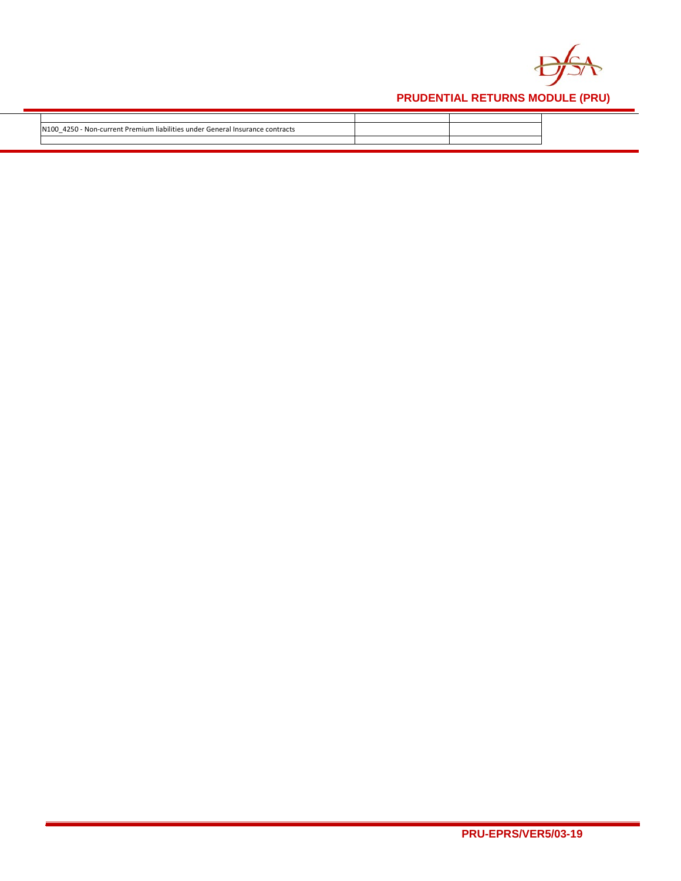| | | |
|---|---|---|
| N100_4250 - Non-current Premium liabilities under General Insurance contracts | | |
| | | |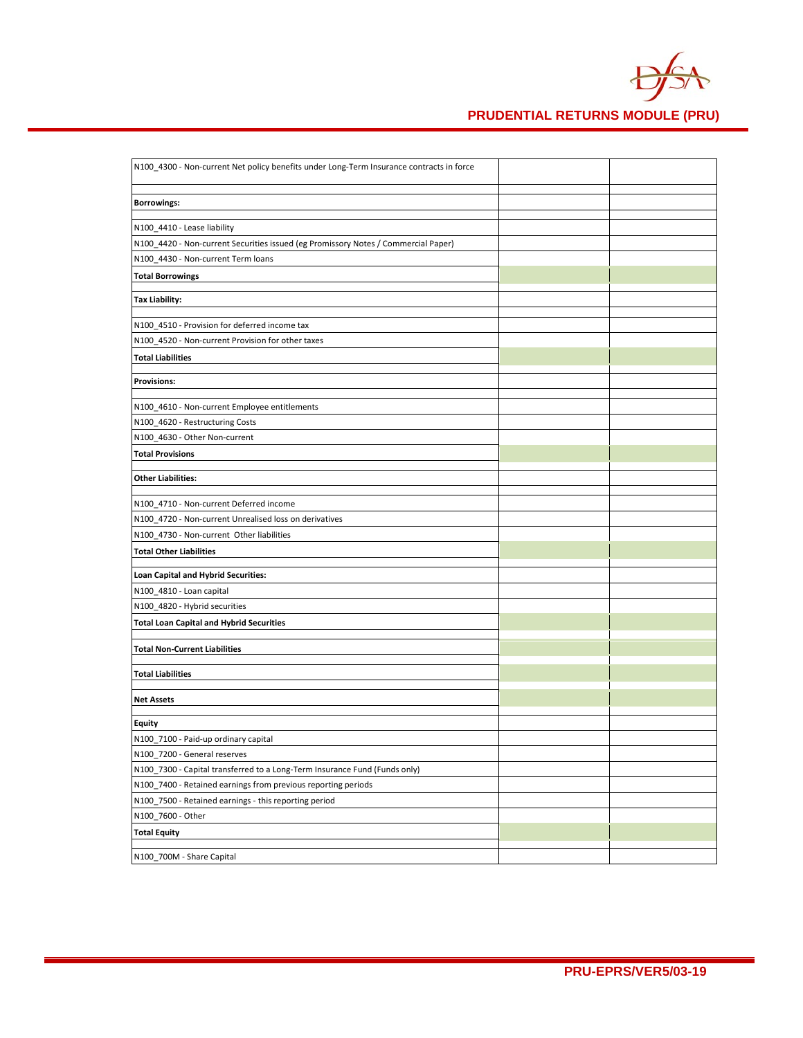| | | |
|---|---|---|
| N100_4300 - Non-current Net policy benefits under Long-Term Insurance contracts in force | | |
| | | |
| **Borrowings:** | | |
| | | |
| N100_4410 - Lease liability | | |
| N100_4420 - Non-current Securities issued (eg Promissory Notes / Commercial Paper) | | |
| N100_4430 - Non-current Term loans | | |
| **Total Borrowings** | | |
| | | |
| **Tax Liability:** | | |
| | | |
| N100_4510 - Provision for deferred income tax | | |
| N100_4520 - Non-current Provision for other taxes | | |
| **Total Liabilities** | | |
| | | |
| **Provisions:** | | |
| | | |
| N100_4610 - Non-current Employee entitlements | | |
| N100_4620 - Restructuring Costs | | |
| N100_4630 - Other Non-current | | |
| **Total Provisions** | | |
| | | |
| **Other Liabilities:** | | |
| | | |
| N100_4710 - Non-current Deferred income | | |
| N100_4720 - Non-current Unrealised loss on derivatives | | |
| N100_4730 - Non-current Other liabilities | | |
| **Total Other Liabilities** | | |
| | | |
| **Loan Capital and Hybrid Securities:** | | |
| N100_4810 - Loan capital | | |
| N100_4820 - Hybrid securities | | |
| **Total Loan Capital and Hybrid Securities** | | |
| | | |
| **Total Non-Current Liabilities** | | |
| | | |
| **Total Liabilities** | | |
| | | |
| **Net Assets** | | |
| | | |
| **Equity** | | |
| N100_7100 - Paid-up ordinary capital | | |
| N100_7200 - General reserves | | |
| N100_7300 - Capital transferred to a Long-Term Insurance Fund (Funds only) | | |
| N100_7400 - Retained earnings from previous reporting periods | | |
| N100_7500 - Retained earnings - this reporting period | | |
| N100_7600 - Other | | |
| **Total Equity** | | |
| | | |
| N100_700M - Share Capital | | |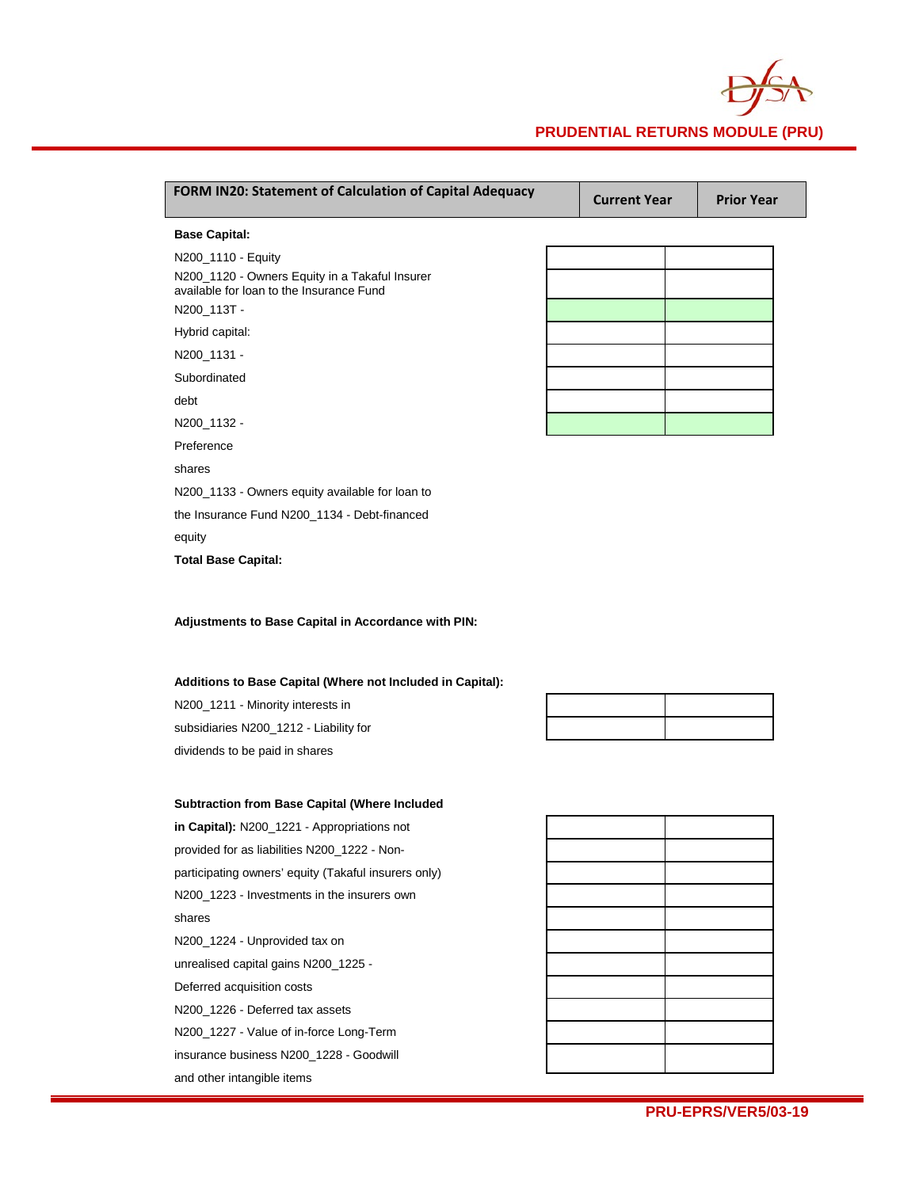| FORM IN20: Statement of Calculation of Capital Adequacy | Current Year | Prior Year |
|---|---|---|
| **Base Capital:** | | |
| N200_1110 - Equity | | |
| N200_1120 - Owners Equity in a Takaful Insurer available for loan to the Insurance Fund | | |
| N200_113T - | | |
| Hybrid capital: | | |
| N200_1131 - Subordinated debt | | |
| N200_1132 - Preference shares | | |
| N200_1133 - Owners equity available for loan to the Insurance Fund | | |
| N200_1134 - Debt-financed equity | | |
| **Total Base Capital:** | | |
| **Adjustments to Base Capital in Accordance with PIN:** | | |
| **Additions to Base Capital (Where not Included in Capital):** | | |
| N200_1211 - Minority interests in subsidiaries | | |
| N200_1212 - Liability for dividends to be paid in shares | | |
| **Subtraction from Base Capital (Where Included in Capital):** | | |
| N200_1221 - Appropriations not provided for as liabilities | | |
| N200_1222 - Non-participating owners' equity (Takaful insurers only) | | |
| N200_1223 - Investments in the insurers own shares | | |
| N200_1224 - Unprovided tax on unrealised capital gains | | |
| N200_1225 - Deferred acquisition costs | | |
| N200_1226 - Deferred tax assets | | |
| N200_1227 - Value of in-force Long-Term insurance business | | |
| N200_1228 - Goodwill and other intangible items | | |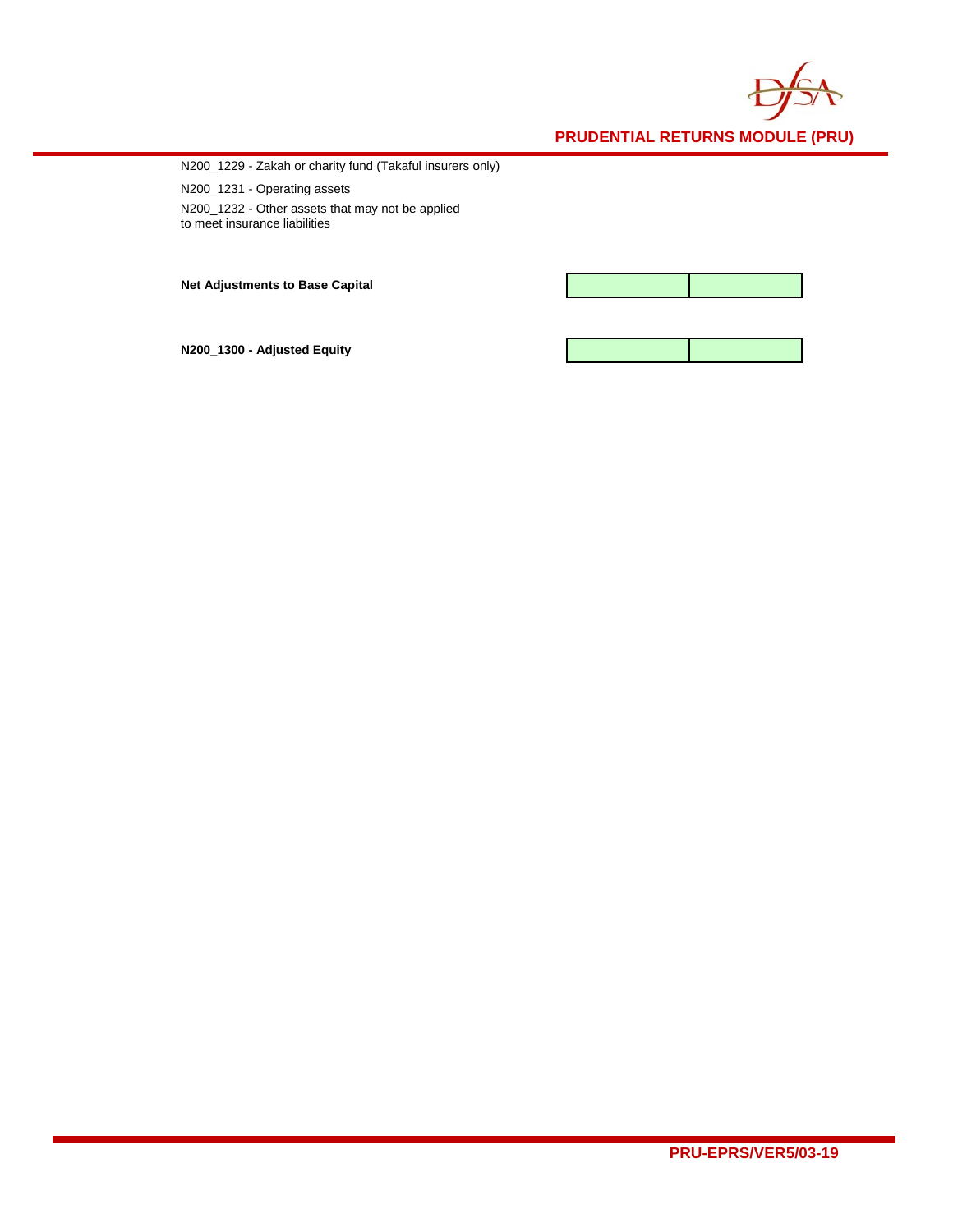N200_1229 - Zakah or charity fund (Takaful insurers only)

N200_1231 - Operating assets

N200_1232 - Other assets that may not be applied to meet insurance liabilities

| | | |
|---|---|---|
| **Net Adjustments to Base Capital** | | |
| **N200_1300 - Adjusted Equity** | | |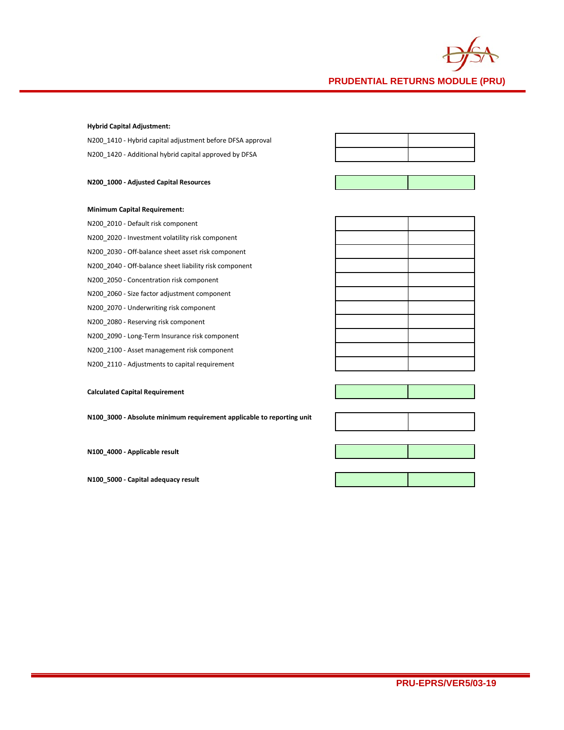**Hybrid Capital Adjustment:**

| | | |
|---|---|---|
| N200_1410 - Hybrid capital adjustment before DFSA approval | | |
| N200_1420 - Additional hybrid capital approved by DFSA | | |

| | | |
|---|---|---|
| **N200_1000 - Adjusted Capital Resources** | | |

**Minimum Capital Requirement:**

| | | |
|---|---|---|
| N200_2010 - Default risk component | | |
| N200_2020 - Investment volatility risk component | | |
| N200_2030 - Off-balance sheet asset risk component | | |
| N200_2040 - Off-balance sheet liability risk component | | |
| N200_2050 - Concentration risk component | | |
| N200_2060 - Size factor adjustment component | | |
| N200_2070 - Underwriting risk component | | |
| N200_2080 - Reserving risk component | | |
| N200_2090 - Long-Term Insurance risk component | | |
| N200_2100 - Asset management risk component | | |
| N200_2110 - Adjustments to capital requirement | | |

| | | |
|---|---|---|
| **Calculated Capital Requirement** | | |
| **N100_3000 - Absolute minimum requirement applicable to reporting unit** | | |
| **N100_4000 - Applicable result** | | |
| **N100_5000 - Capital adequacy result** | | |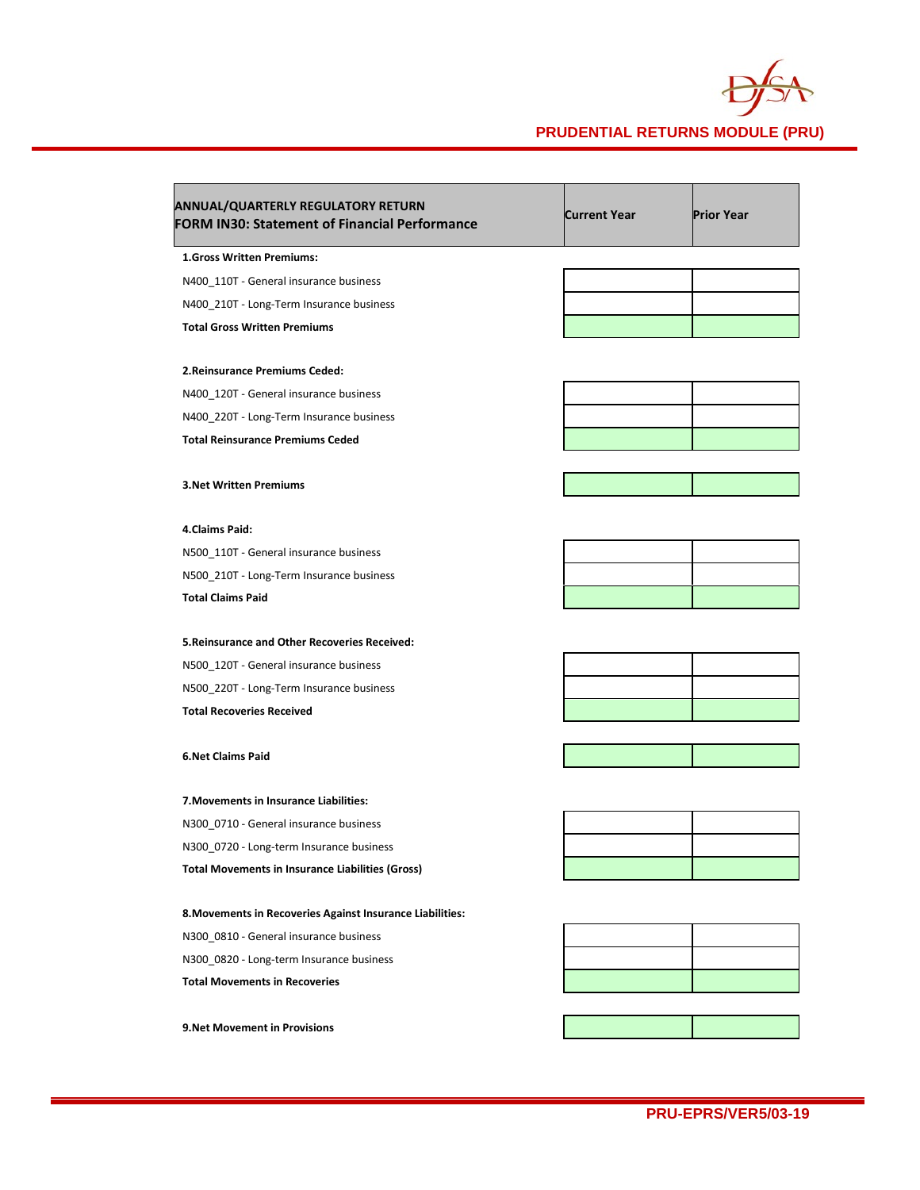## PRUDENTIAL RETURNS MODULE (PRU)

| ANNUAL/QUARTERLY REGULATORY RETURN<br>**FORM IN30: Statement of Financial Performance** | Current Year | Prior Year |
|---|---|---|
| **1.Gross Written Premiums:** | | |
| N400_110T - General insurance business | | |
| N400_210T - Long-Term Insurance business | | |
| **Total Gross Written Premiums** | | |
| | | |
| **2.Reinsurance Premiums Ceded:** | | |
| N400_120T - General insurance business | | |
| N400_220T - Long-Term Insurance business | | |
| **Total Reinsurance Premiums Ceded** | | |
| | | |
| **3.Net Written Premiums** | | |
| | | |
| **4.Claims Paid:** | | |
| N500_110T - General insurance business | | |
| N500_210T - Long-Term Insurance business | | |
| **Total Claims Paid** | | |
| | | |
| **5.Reinsurance and Other Recoveries Received:** | | |
| N500_120T - General insurance business | | |
| N500_220T - Long-Term Insurance business | | |
| **Total Recoveries Received** | | |
| | | |
| **6.Net Claims Paid** | | |
| | | |
| **7.Movements in Insurance Liabilities:** | | |
| N300_0710 - General insurance business | | |
| N300_0720 - Long-term Insurance business | | |
| **Total Movements in Insurance Liabilities (Gross)** | | |
| | | |
| **8.Movements in Recoveries Against Insurance Liabilities:** | | |
| N300_0810 - General insurance business | | |
| N300_0820 - Long-term Insurance business | | |
| **Total Movements in Recoveries** | | |
| | | |
| **9.Net Movement in Provisions** | | |

PRU-EPRS/VER5/03-19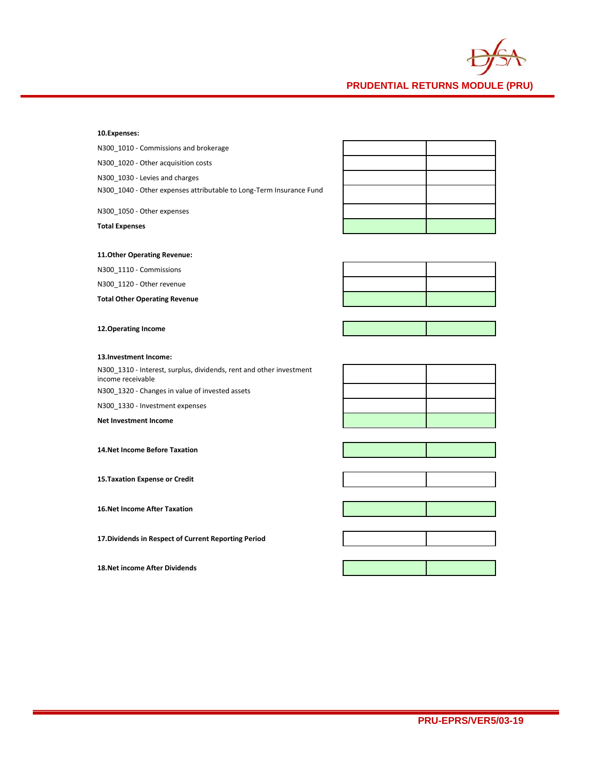**10.Expenses:**

| | | |
|---|---|---|
| N300_1010 - Commissions and brokerage | | |
| N300_1020 - Other acquisition costs | | |
| N300_1030 - Levies and charges | | |
| N300_1040 - Other expenses attributable to Long-Term Insurance Fund | | |
| N300_1050 - Other expenses | | |
| **Total Expenses** | | |

**11.Other Operating Revenue:**

| | | |
|---|---|---|
| N300_1110 - Commissions | | |
| N300_1120 - Other revenue | | |
| **Total Other Operating Revenue** | | |

| | | |
|---|---|---|
| **12.Operating Income** | | |

**13.Investment Income:**

| | | |
|---|---|---|
| N300_1310 - Interest, surplus, dividends, rent and other investment income receivable | | |
| N300_1320 - Changes in value of invested assets | | |
| N300_1330 - Investment expenses | | |
| **Net Investment Income** | | |

| | | |
|---|---|---|
| **14.Net Income Before Taxation** | | |
| **15.Taxation Expense or Credit** | | |
| **16.Net Income After Taxation** | | |
| **17.Dividends in Respect of Current Reporting Period** | | |
| **18.Net income After Dividends** | | |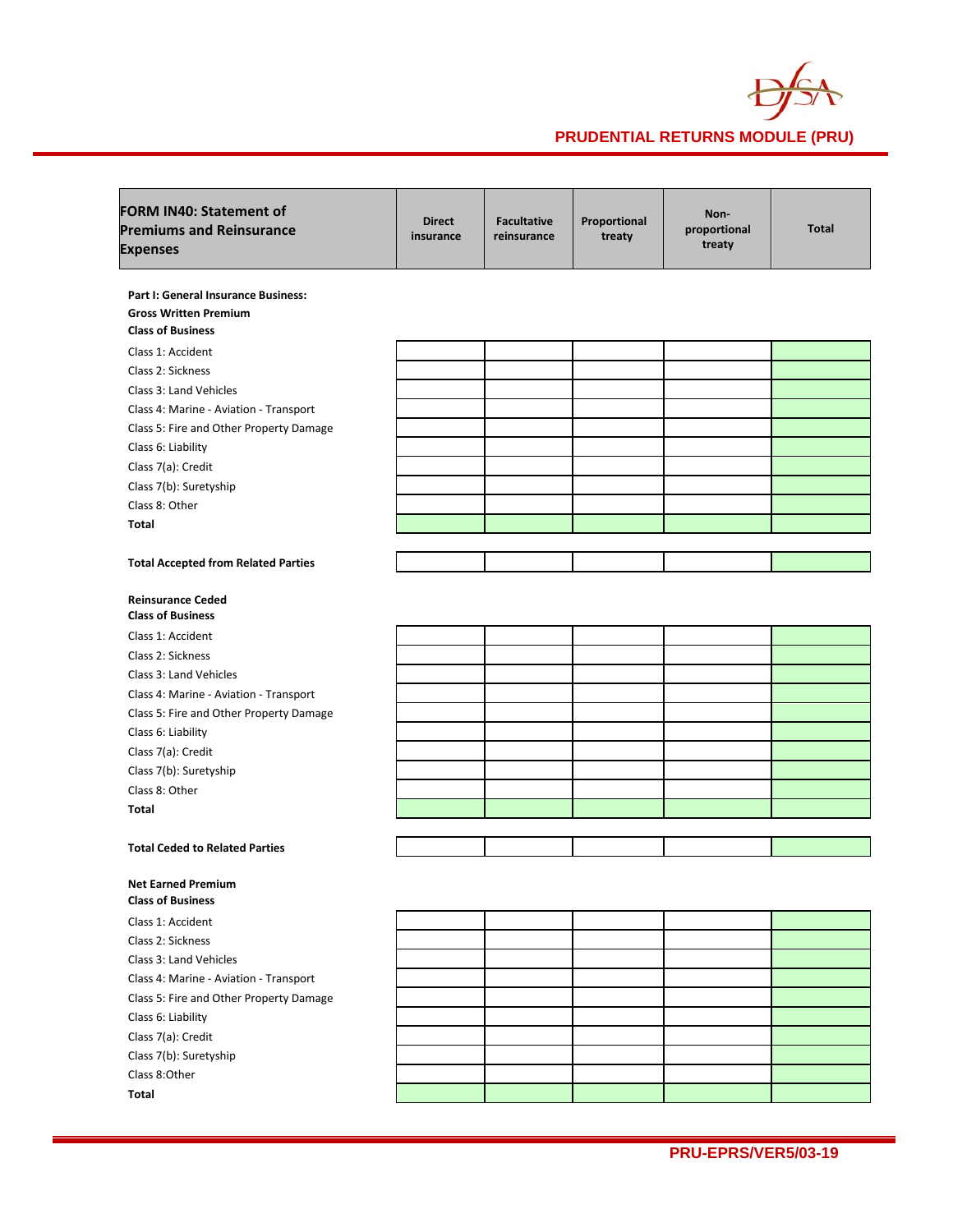| FORM IN40: Statement of Premiums and Reinsurance Expenses | Direct insurance | Facultative reinsurance | Proportional treaty | Non-proportional treaty | Total |
|---|---|---|---|---|---|
| **Part I: General Insurance Business:** | | | | | |
| **Gross Written Premium** | | | | | |
| **Class of Business** | | | | | |
| Class 1: Accident | | | | | |
| Class 2: Sickness | | | | | |
| Class 3: Land Vehicles | | | | | |
| Class 4: Marine - Aviation - Transport | | | | | |
| Class 5: Fire and Other Property Damage | | | | | |
| Class 6: Liability | | | | | |
| Class 7(a): Credit | | | | | |
| Class 7(b): Suretyship | | | | | |
| Class 8: Other | | | | | |
| **Total** | | | | | |
| | | | | | |
| **Total Accepted from Related Parties** | | | | | |
| | | | | | |
| **Reinsurance Ceded** | | | | | |
| **Class of Business** | | | | | |
| Class 1: Accident | | | | | |
| Class 2: Sickness | | | | | |
| Class 3: Land Vehicles | | | | | |
| Class 4: Marine - Aviation - Transport | | | | | |
| Class 5: Fire and Other Property Damage | | | | | |
| Class 6: Liability | | | | | |
| Class 7(a): Credit | | | | | |
| Class 7(b): Suretyship | | | | | |
| Class 8: Other | | | | | |
| **Total** | | | | | |
| | | | | | |
| **Total Ceded to Related Parties** | | | | | |
| | | | | | |
| **Net Earned Premium** | | | | | |
| **Class of Business** | | | | | |
| Class 1: Accident | | | | | |
| Class 2: Sickness | | | | | |
| Class 3: Land Vehicles | | | | | |
| Class 4: Marine - Aviation - Transport | | | | | |
| Class 5: Fire and Other Property Damage | | | | | |
| Class 6: Liability | | | | | |
| Class 7(a): Credit | | | | | |
| Class 7(b): Suretyship | | | | | |
| Class 8:Other | | | | | |
| **Total** | | | | | |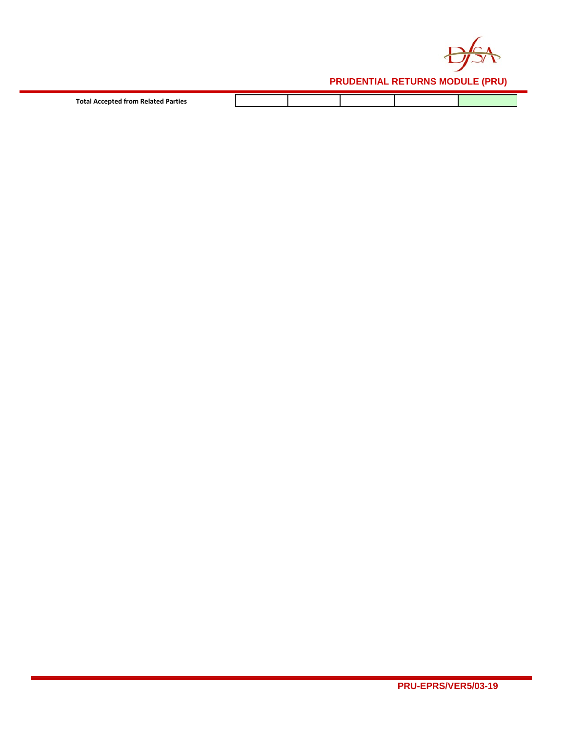| Total Accepted from Related Parties | | | | | |
|---|---|---|---|---|---|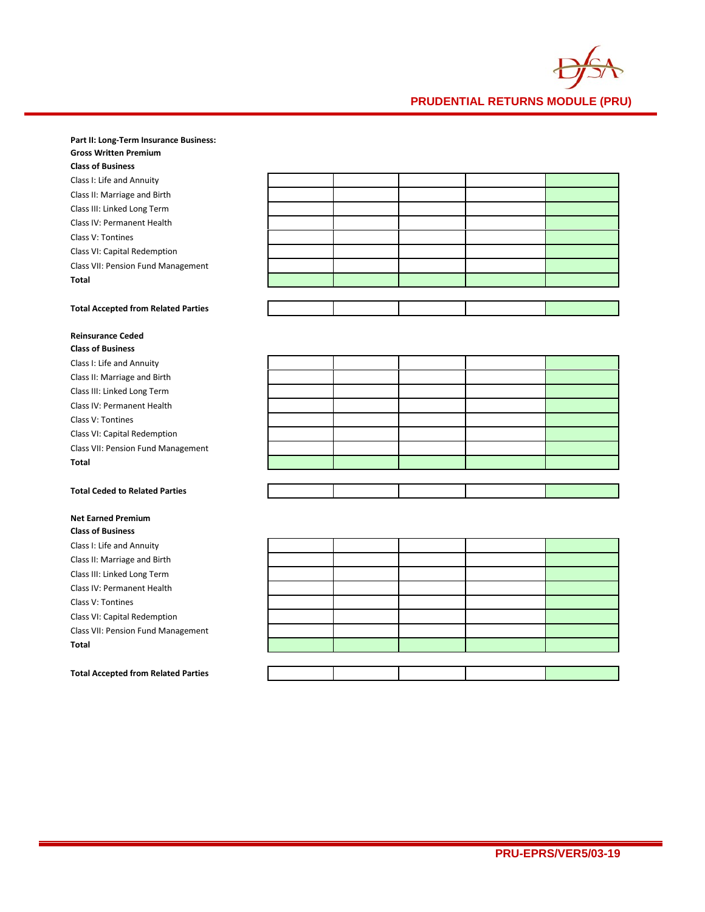**Part II: Long-Term Insurance Business:**

**Gross Written Premium**

| **Class of Business** | | | | | |
|---|---|---|---|---|---|
| Class I: Life and Annuity | | | | | |
| Class II: Marriage and Birth | | | | | |
| Class III: Linked Long Term | | | | | |
| Class IV: Permanent Health | | | | | |
| Class V: Tontines | | | | | |
| Class VI: Capital Redemption | | | | | |
| Class VII: Pension Fund Management | | | | | |
| **Total** | | | | | |

| | | | | | |
|---|---|---|---|---|---|
| **Total Accepted from Related Parties** | | | | | |

**Reinsurance Ceded**

| **Class of Business** | | | | | |
|---|---|---|---|---|---|
| Class I: Life and Annuity | | | | | |
| Class II: Marriage and Birth | | | | | |
| Class III: Linked Long Term | | | | | |
| Class IV: Permanent Health | | | | | |
| Class V: Tontines | | | | | |
| Class VI: Capital Redemption | | | | | |
| Class VII: Pension Fund Management | | | | | |
| **Total** | | | | | |

| | | | | | |
|---|---|---|---|---|---|
| **Total Ceded to Related Parties** | | | | | |

**Net Earned Premium**

| **Class of Business** | | | | | |
|---|---|---|---|---|---|
| Class I: Life and Annuity | | | | | |
| Class II: Marriage and Birth | | | | | |
| Class III: Linked Long Term | | | | | |
| Class IV: Permanent Health | | | | | |
| Class V: Tontines | | | | | |
| Class VI: Capital Redemption | | | | | |
| Class VII: Pension Fund Management | | | | | |
| **Total** | | | | | |

| | | | | | |
|---|---|---|---|---|---|
| **Total Accepted from Related Parties** | | | | | |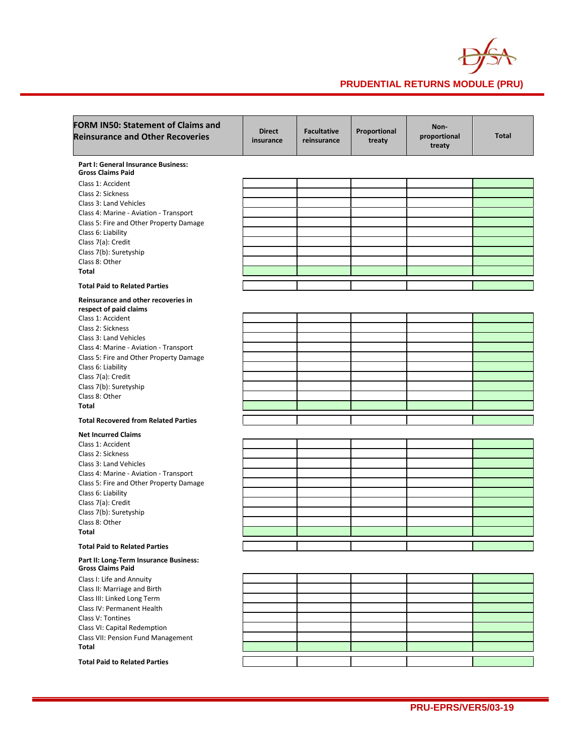| FORM IN50: Statement of Claims and Reinsurance and Other Recoveries | Direct insurance | Facultative reinsurance | Proportional treaty | Non-proportional treaty | Total |
|---|---|---|---|---|---|
| **Part I: General Insurance Business: Gross Claims Paid** | | | | | |
| Class 1: Accident | | | | | |
| Class 2: Sickness | | | | | |
| Class 3: Land Vehicles | | | | | |
| Class 4: Marine - Aviation - Transport | | | | | |
| Class 5: Fire and Other Property Damage | | | | | |
| Class 6: Liability | | | | | |
| Class 7(a): Credit | | | | | |
| Class 7(b): Suretyship | | | | | |
| Class 8: Other | | | | | |
| **Total** | | | | | |
| **Total Paid to Related Parties** | | | | | |
| **Reinsurance and other recoveries in respect of paid claims** | | | | | |
| Class 1: Accident | | | | | |
| Class 2: Sickness | | | | | |
| Class 3: Land Vehicles | | | | | |
| Class 4: Marine - Aviation - Transport | | | | | |
| Class 5: Fire and Other Property Damage | | | | | |
| Class 6: Liability | | | | | |
| Class 7(a): Credit | | | | | |
| Class 7(b): Suretyship | | | | | |
| Class 8: Other | | | | | |
| **Total** | | | | | |
| **Total Recovered from Related Parties** | | | | | |
| **Net Incurred Claims** | | | | | |
| Class 1: Accident | | | | | |
| Class 2: Sickness | | | | | |
| Class 3: Land Vehicles | | | | | |
| Class 4: Marine - Aviation - Transport | | | | | |
| Class 5: Fire and Other Property Damage | | | | | |
| Class 6: Liability | | | | | |
| Class 7(a): Credit | | | | | |
| Class 7(b): Suretyship | | | | | |
| Class 8: Other | | | | | |
| **Total** | | | | | |
| **Total Paid to Related Parties** | | | | | |
| **Part II: Long-Term Insurance Business: Gross Claims Paid** | | | | | |
| Class I: Life and Annuity | | | | | |
| Class II: Marriage and Birth | | | | | |
| Class III: Linked Long Term | | | | | |
| Class IV: Permanent Health | | | | | |
| Class V: Tontines | | | | | |
| Class VI: Capital Redemption | | | | | |
| Class VII: Pension Fund Management | | | | | |
| **Total** | | | | | |
| **Total Paid to Related Parties** | | | | | |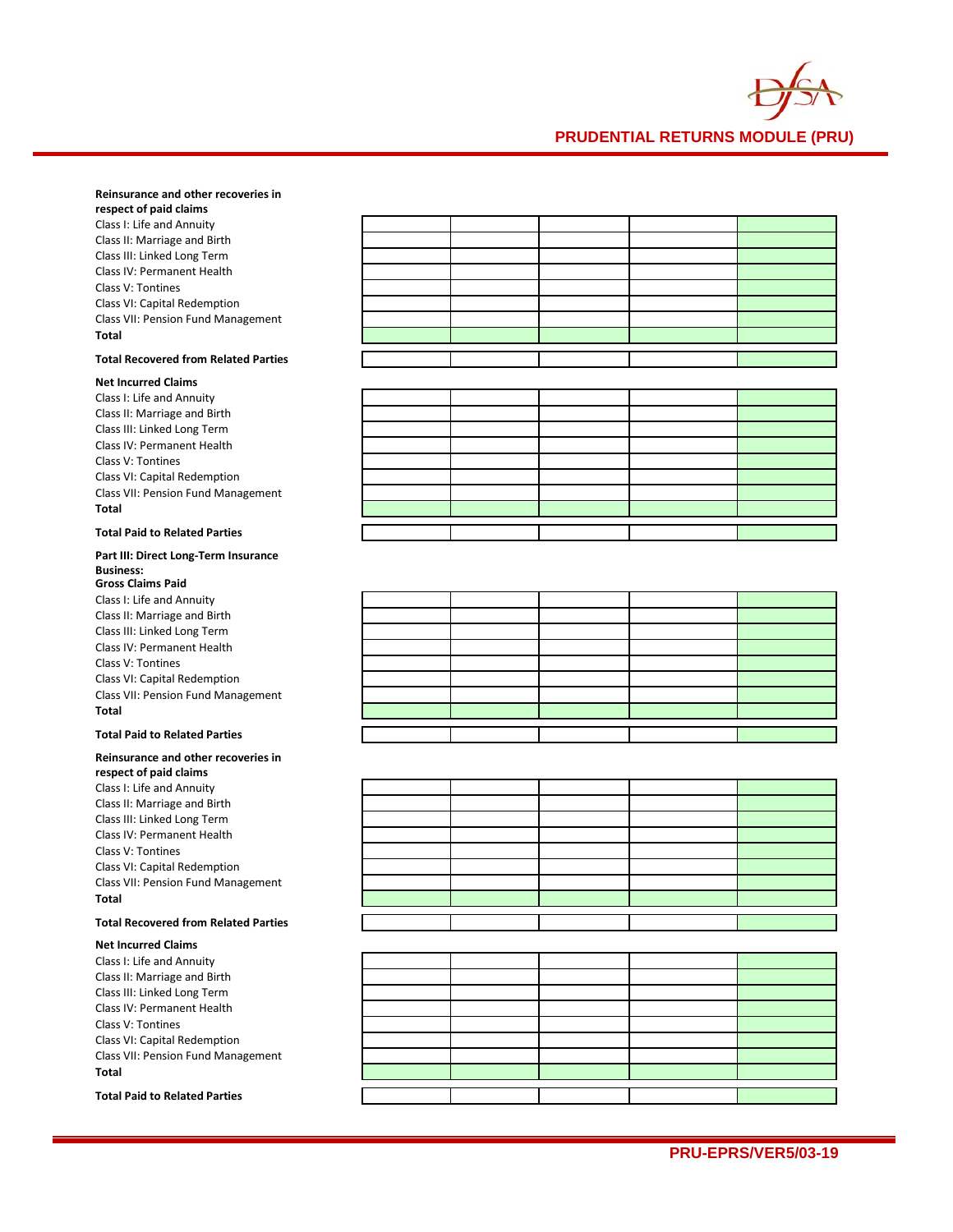**Reinsurance and other recoveries in respect of paid claims**

| | | | | | |
|---|---|---|---|---|---|
| Class I: Life and Annuity | | | | | |
| Class II: Marriage and Birth | | | | | |
| Class III: Linked Long Term | | | | | |
| Class IV: Permanent Health | | | | | |
| Class V: Tontines | | | | | |
| Class VI: Capital Redemption | | | | | |
| Class VII: Pension Fund Management | | | | | |
| **Total** | | | | | |

| | | | | | |
|---|---|---|---|---|---|
| **Total Recovered from Related Parties** | | | | | |

**Net Incurred Claims**

| | | | | | |
|---|---|---|---|---|---|
| Class I: Life and Annuity | | | | | |
| Class II: Marriage and Birth | | | | | |
| Class III: Linked Long Term | | | | | |
| Class IV: Permanent Health | | | | | |
| Class V: Tontines | | | | | |
| Class VI: Capital Redemption | | | | | |
| Class VII: Pension Fund Management | | | | | |
| **Total** | | | | | |

| | | | | | |
|---|---|---|---|---|---|
| **Total Paid to Related Parties** | | | | | |

**Part III: Direct Long-Term Insurance Business:**

**Gross Claims Paid**

| | | | | | |
|---|---|---|---|---|---|
| Class I: Life and Annuity | | | | | |
| Class II: Marriage and Birth | | | | | |
| Class III: Linked Long Term | | | | | |
| Class IV: Permanent Health | | | | | |
| Class V: Tontines | | | | | |
| Class VI: Capital Redemption | | | | | |
| Class VII: Pension Fund Management | | | | | |
| **Total** | | | | | |

| | | | | | |
|---|---|---|---|---|---|
| **Total Paid to Related Parties** | | | | | |

**Reinsurance and other recoveries in respect of paid claims**

| | | | | | |
|---|---|---|---|---|---|
| Class I: Life and Annuity | | | | | |
| Class II: Marriage and Birth | | | | | |
| Class III: Linked Long Term | | | | | |
| Class IV: Permanent Health | | | | | |
| Class V: Tontines | | | | | |
| Class VI: Capital Redemption | | | | | |
| Class VII: Pension Fund Management | | | | | |
| **Total** | | | | | |

| | | | | | |
|---|---|---|---|---|---|
| **Total Recovered from Related Parties** | | | | | |

**Net Incurred Claims**

| | | | | | |
|---|---|---|---|---|---|
| Class I: Life and Annuity | | | | | |
| Class II: Marriage and Birth | | | | | |
| Class III: Linked Long Term | | | | | |
| Class IV: Permanent Health | | | | | |
| Class V: Tontines | | | | | |
| Class VI: Capital Redemption | | | | | |
| Class VII: Pension Fund Management | | | | | |
| **Total** | | | | | |

| | | | | | |
|---|---|---|---|---|---|
| **Total Paid to Related Parties** | | | | | |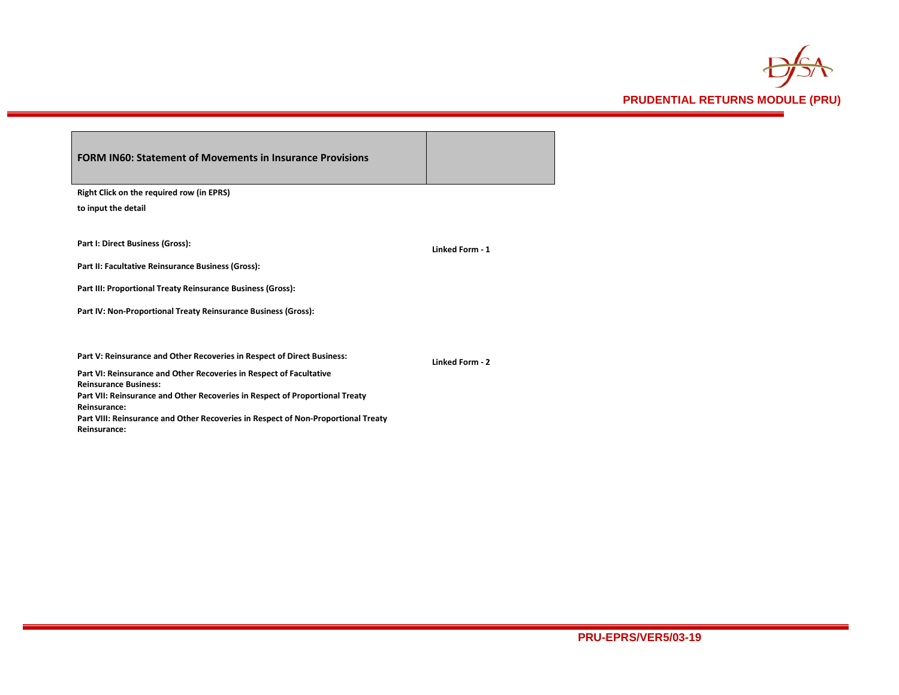| FORM IN60: Statement of Movements in Insurance Provisions | |
|---|---|

**Right Click on the required row (in EPRS)**

**to input the detail**

| | |
|---|---|
| **Part I: Direct Business (Gross):** | **Linked Form - 1** |
| **Part II: Facultative Reinsurance Business (Gross):** | |
| **Part III: Proportional Treaty Reinsurance Business (Gross):** | |
| **Part IV: Non-Proportional Treaty Reinsurance Business (Gross):** | |
| **Part V: Reinsurance and Other Recoveries in Respect of Direct Business:** | **Linked Form - 2** |
| **Part VI: Reinsurance and Other Recoveries in Respect of Facultative Reinsurance Business:** | |
| **Part VII: Reinsurance and Other Recoveries in Respect of Proportional Treaty Reinsurance:** | |
| **Part VIII: Reinsurance and Other Recoveries in Respect of Non-Proportional Treaty Reinsurance:** | |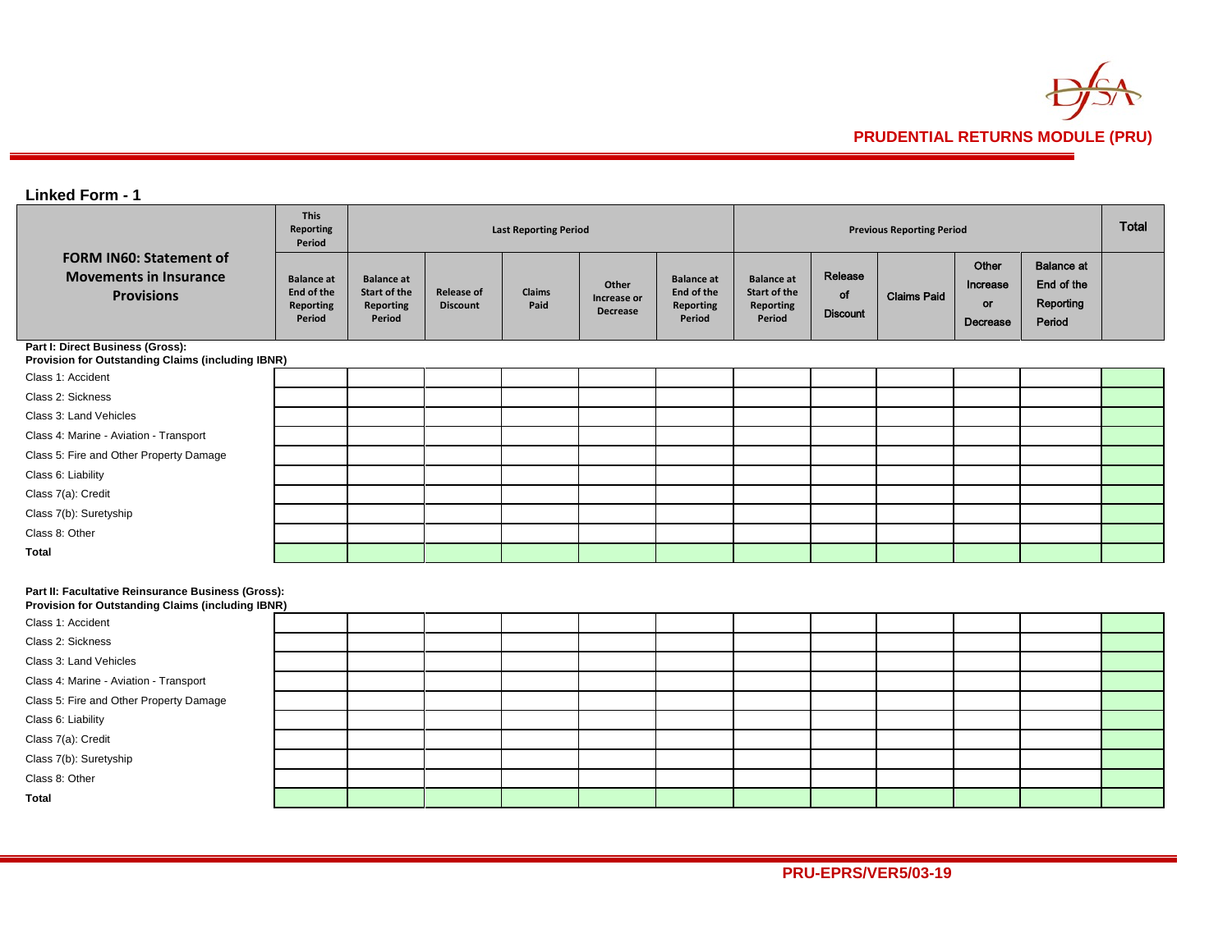## Linked Form - 1

| FORM IN60: Statement of Movements in Insurance Provisions | This Reporting Period | Last Reporting Period | | | | | Previous Reporting Period | | | | | Total |
|---|---|---|---|---|---|---|---|---|---|---|---|---|
| | Balance at End of the Reporting Period | Balance at Start of the Reporting Period | Release of Discount | Claims Paid | Other Increase or Decrease | Balance at End of the Reporting Period | Balance at Start of the Reporting Period | Release of Discount | Claims Paid | Other Increase or Decrease | Balance at End of the Reporting Period | |
| **Part I: Direct Business (Gross): Provision for Outstanding Claims (including IBNR)** | | | | | | | | | | | | |
| Class 1: Accident | | | | | | | | | | | | |
| Class 2: Sickness | | | | | | | | | | | | |
| Class 3: Land Vehicles | | | | | | | | | | | | |
| Class 4: Marine - Aviation - Transport | | | | | | | | | | | | |
| Class 5: Fire and Other Property Damage | | | | | | | | | | | | |
| Class 6: Liability | | | | | | | | | | | | |
| Class 7(a): Credit | | | | | | | | | | | | |
| Class 7(b): Suretyship | | | | | | | | | | | | |
| Class 8: Other | | | | | | | | | | | | |
| **Total** | | | | | | | | | | | | |
| **Part II: Facultative Reinsurance Business (Gross): Provision for Outstanding Claims (including IBNR)** | | | | | | | | | | | | |
| Class 1: Accident | | | | | | | | | | | | |
| Class 2: Sickness | | | | | | | | | | | | |
| Class 3: Land Vehicles | | | | | | | | | | | | |
| Class 4: Marine - Aviation - Transport | | | | | | | | | | | | |
| Class 5: Fire and Other Property Damage | | | | | | | | | | | | |
| Class 6: Liability | | | | | | | | | | | | |
| Class 7(a): Credit | | | | | | | | | | | | |
| Class 7(b): Suretyship | | | | | | | | | | | | |
| Class 8: Other | | | | | | | | | | | | |
| **Total** | | | | | | | | | | | | |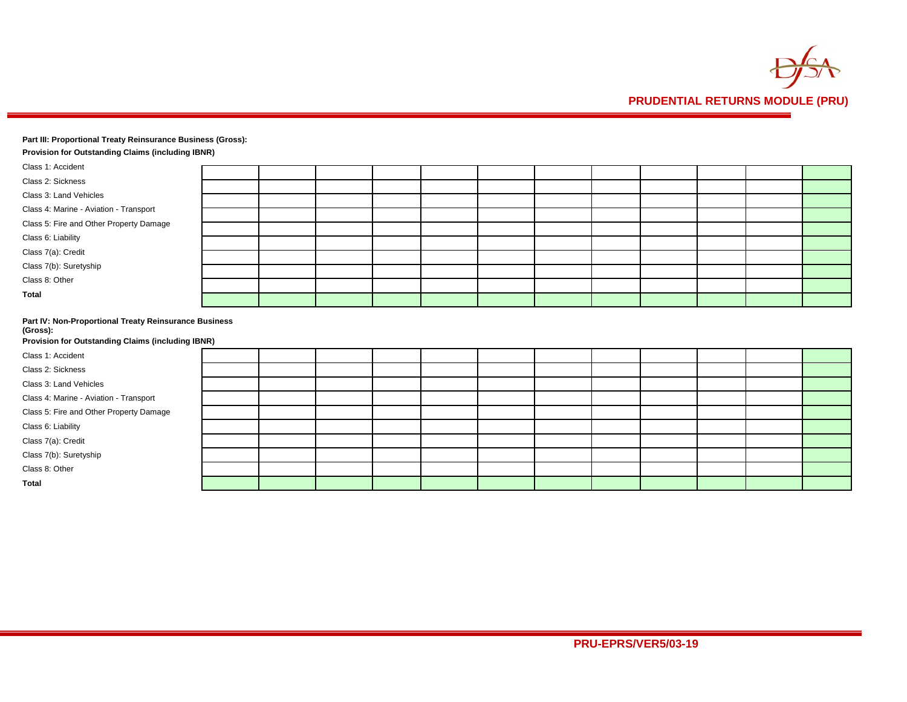**Part III: Proportional Treaty Reinsurance Business (Gross):**

**Provision for Outstanding Claims (including IBNR)**

| | | | | | | | | | | | | |
|---|---|---|---|---|---|---|---|---|---|---|---|---|
| Class 1: Accident | | | | | | | | | | | | |
| Class 2: Sickness | | | | | | | | | | | | |
| Class 3: Land Vehicles | | | | | | | | | | | | |
| Class 4: Marine - Aviation - Transport | | | | | | | | | | | | |
| Class 5: Fire and Other Property Damage | | | | | | | | | | | | |
| Class 6: Liability | | | | | | | | | | | | |
| Class 7(a): Credit | | | | | | | | | | | | |
| Class 7(b): Suretyship | | | | | | | | | | | | |
| Class 8: Other | | | | | | | | | | | | |
| **Total** | | | | | | | | | | | | |

**Part IV: Non-Proportional Treaty Reinsurance Business (Gross):**

**Provision for Outstanding Claims (including IBNR)**

| | | | | | | | | | | | | |
|---|---|---|---|---|---|---|---|---|---|---|---|---|
| Class 1: Accident | | | | | | | | | | | | |
| Class 2: Sickness | | | | | | | | | | | | |
| Class 3: Land Vehicles | | | | | | | | | | | | |
| Class 4: Marine - Aviation - Transport | | | | | | | | | | | | |
| Class 5: Fire and Other Property Damage | | | | | | | | | | | | |
| Class 6: Liability | | | | | | | | | | | | |
| Class 7(a): Credit | | | | | | | | | | | | |
| Class 7(b): Suretyship | | | | | | | | | | | | |
| Class 8: Other | | | | | | | | | | | | |
| **Total** | | | | | | | | | | | | |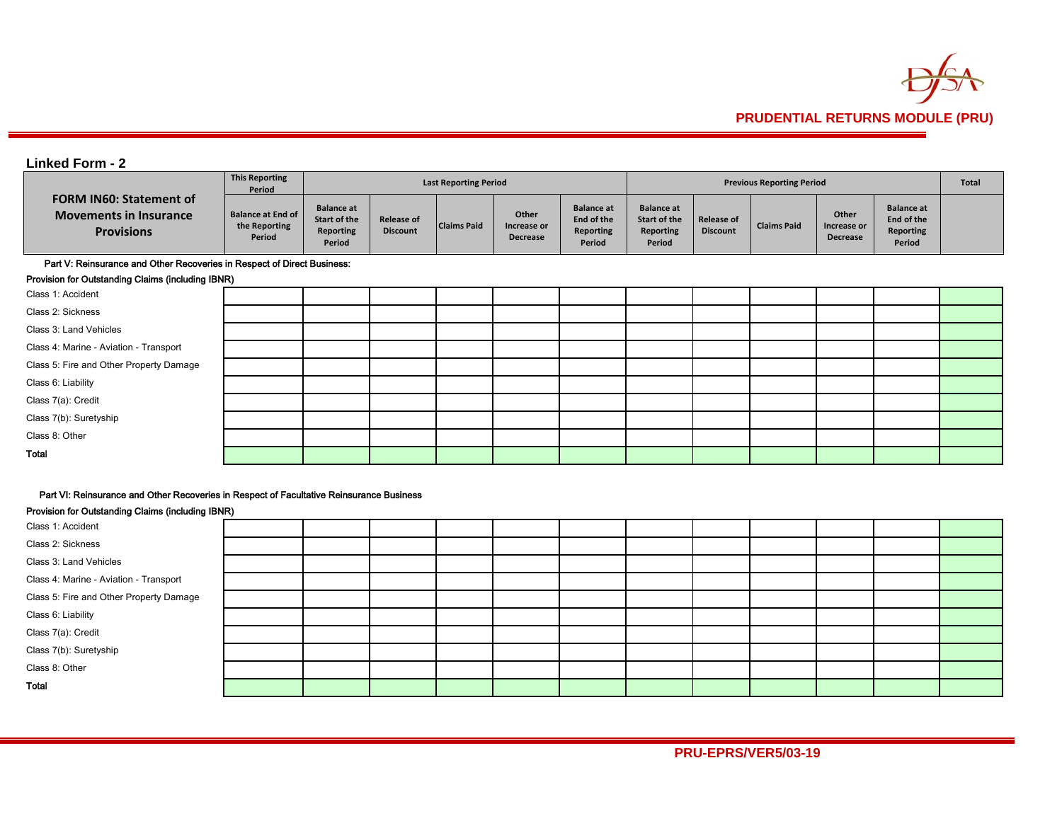## Linked Form - 2

| FORM IN60: Statement of Movements in Insurance Provisions | This Reporting Period | Last Reporting Period | | | | | Previous Reporting Period | | | | | Total |
|---|---|---|---|---|---|---|---|---|---|---|---|---|
| | Balance at End of the Reporting Period | Balance at Start of the Reporting Period | Release of Discount | Claims Paid | Other Increase or Decrease | Balance at End of the Reporting Period | Balance at Start of the Reporting Period | Release of Discount | Claims Paid | Other Increase or Decrease | Balance at End of the Reporting Period | |
| **Part V: Reinsurance and Other Recoveries in Respect of Direct Business:** | | | | | | | | | | | | |
| **Provision for Outstanding Claims (including IBNR)** | | | | | | | | | | | | |
| Class 1: Accident | | | | | | | | | | | | |
| Class 2: Sickness | | | | | | | | | | | | |
| Class 3: Land Vehicles | | | | | | | | | | | | |
| Class 4: Marine - Aviation - Transport | | | | | | | | | | | | |
| Class 5: Fire and Other Property Damage | | | | | | | | | | | | |
| Class 6: Liability | | | | | | | | | | | | |
| Class 7(a): Credit | | | | | | | | | | | | |
| Class 7(b): Suretyship | | | | | | | | | | | | |
| Class 8: Other | | | | | | | | | | | | |
| **Total** | | | | | | | | | | | | |
| **Part VI: Reinsurance and Other Recoveries in Respect of Facultative Reinsurance Business** | | | | | | | | | | | | |
| **Provision for Outstanding Claims (including IBNR)** | | | | | | | | | | | | |
| Class 1: Accident | | | | | | | | | | | | |
| Class 2: Sickness | | | | | | | | | | | | |
| Class 3: Land Vehicles | | | | | | | | | | | | |
| Class 4: Marine - Aviation - Transport | | | | | | | | | | | | |
| Class 5: Fire and Other Property Damage | | | | | | | | | | | | |
| Class 6: Liability | | | | | | | | | | | | |
| Class 7(a): Credit | | | | | | | | | | | | |
| Class 7(b): Suretyship | | | | | | | | | | | | |
| Class 8: Other | | | | | | | | | | | | |
| **Total** | | | | | | | | | | | | |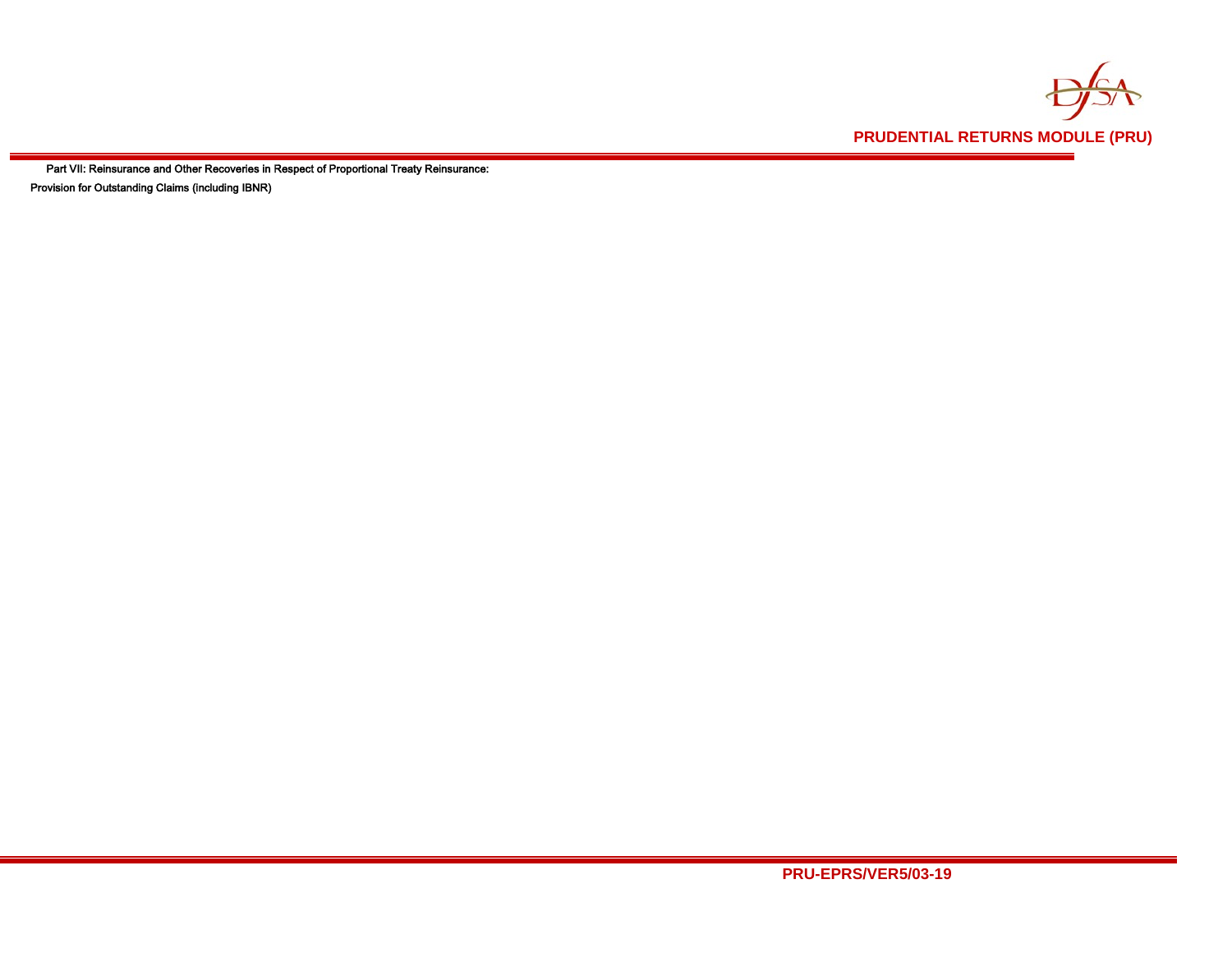Part VII: Reinsurance and Other Recoveries in Respect of Proportional Treaty Reinsurance:

Provision for Outstanding Claims (including IBNR)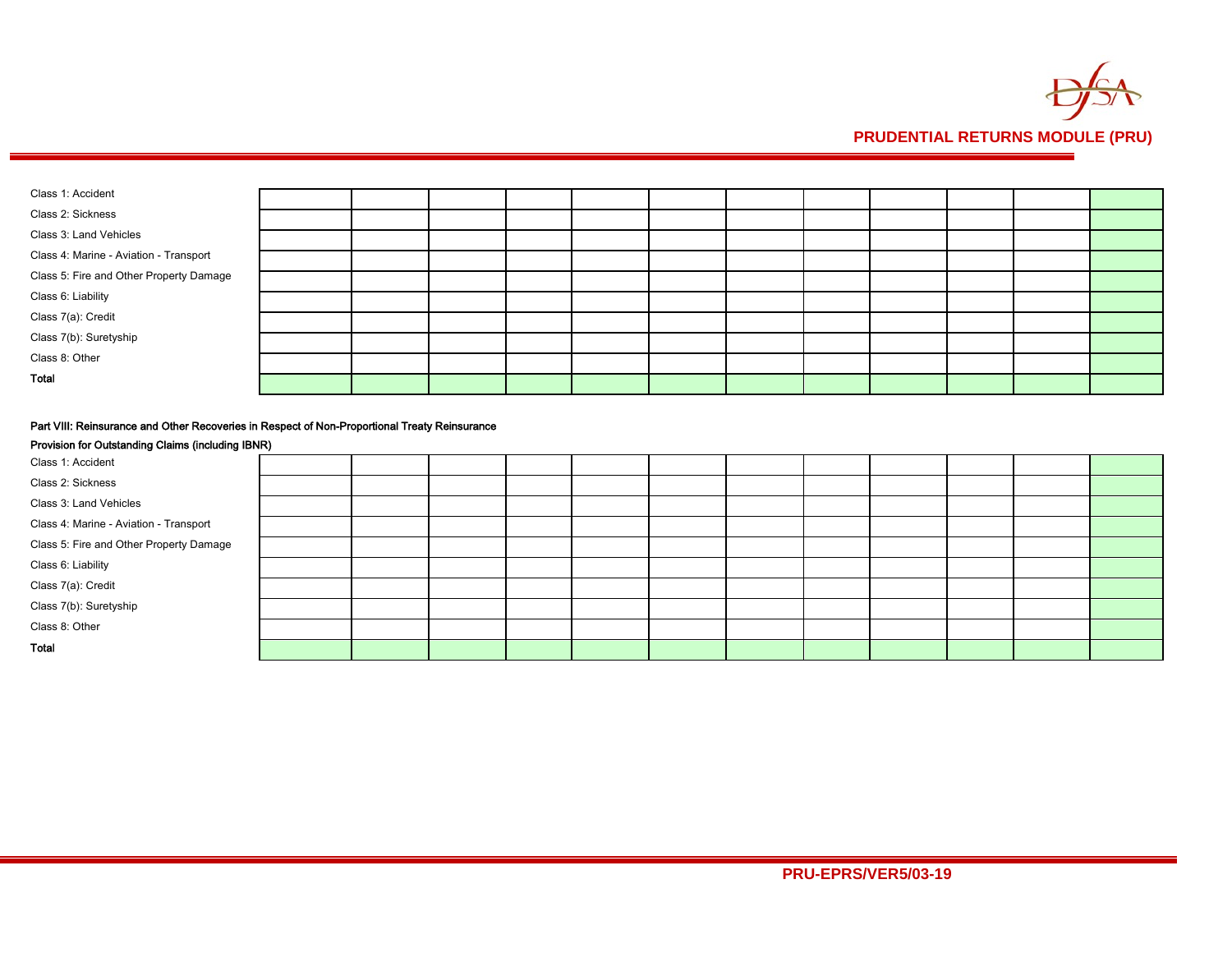| | | | | | | | | | | | | |
|---|---|---|---|---|---|---|---|---|---|---|---|---|
| Class 1: Accident | | | | | | | | | | | | |
| Class 2: Sickness | | | | | | | | | | | | |
| Class 3: Land Vehicles | | | | | | | | | | | | |
| Class 4: Marine - Aviation - Transport | | | | | | | | | | | | |
| Class 5: Fire and Other Property Damage | | | | | | | | | | | | |
| Class 6: Liability | | | | | | | | | | | | |
| Class 7(a): Credit | | | | | | | | | | | | |
| Class 7(b): Suretyship | | | | | | | | | | | | |
| Class 8: Other | | | | | | | | | | | | |
| **Total** | | | | | | | | | | | | |

**Part VIII: Reinsurance and Other Recoveries in Respect of Non-Proportional Treaty Reinsurance**

**Provision for Outstanding Claims (including IBNR)**

| | | | | | | | | | | | | |
|---|---|---|---|---|---|---|---|---|---|---|---|---|
| Class 1: Accident | | | | | | | | | | | | |
| Class 2: Sickness | | | | | | | | | | | | |
| Class 3: Land Vehicles | | | | | | | | | | | | |
| Class 4: Marine - Aviation - Transport | | | | | | | | | | | | |
| Class 5: Fire and Other Property Damage | | | | | | | | | | | | |
| Class 6: Liability | | | | | | | | | | | | |
| Class 7(a): Credit | | | | | | | | | | | | |
| Class 7(b): Suretyship | | | | | | | | | | | | |
| Class 8: Other | | | | | | | | | | | | |
| **Total** | | | | | | | | | | | | |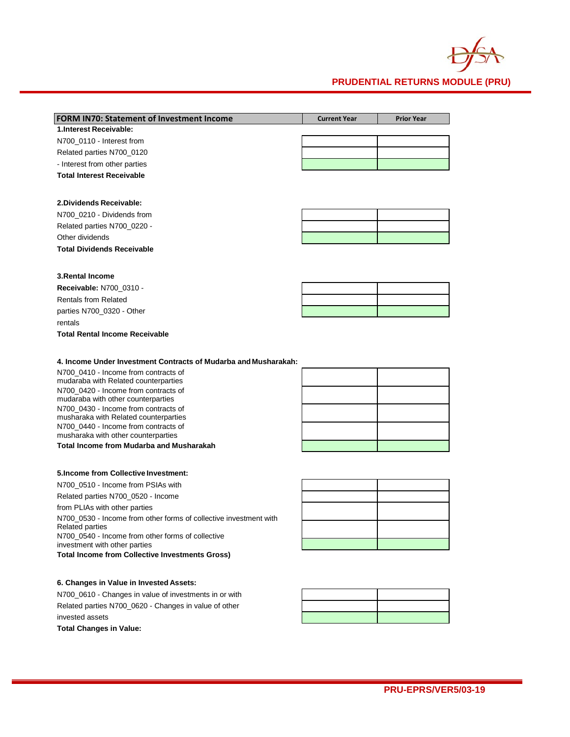# PRUDENTIAL RETURNS MODULE (PRU)

| FORM IN70: Statement of Investment Income | Current Year | Prior Year |
|---|---|---|
| **1.Interest Receivable:** | | |
| N700_0110 - Interest from Related parties | | |
| N700_0120 - Interest from other parties | | |
| **Total Interest Receivable** | | |
| | | |
| **2.Dividends Receivable:** | | |
| N700_0210 - Dividends from Related parties | | |
| N700_0220 - Other dividends | | |
| **Total Dividends Receivable** | | |
| | | |
| **3.Rental Income Receivable:** | | |
| N700_0310 - Rentals from Related parties | | |
| N700_0320 - Other rentals | | |
| **Total Rental Income Receivable** | | |
| | | |
| **4. Income Under Investment Contracts of Mudarba and Musharakah:** | | |
| N700_0410 - Income from contracts of mudaraba with Related counterparties | | |
| N700_0420 - Income from contracts of mudaraba with other counterparties | | |
| N700_0430 - Income from contracts of musharaka with Related counterparties | | |
| N700_0440 - Income from contracts of musharaka with other counterparties | | |
| **Total Income from Mudarba and Musharakah** | | |
| | | |
| **5.Income from Collective Investment:** | | |
| N700_0510 - Income from PSIAs with Related parties | | |
| N700_0520 - Income from PLIAs with other parties | | |
| N700_0530 - Income from other forms of collective investment with Related parties | | |
| N700_0540 - Income from other forms of collective investment with other parties | | |
| **Total Income from Collective Investments Gross)** | | |
| | | |
| **6. Changes in Value in Invested Assets:** | | |
| N700_0610 - Changes in value of investments in or with Related parties | | |
| N700_0620 - Changes in value of other invested assets | | |
| **Total Changes in Value:** | | |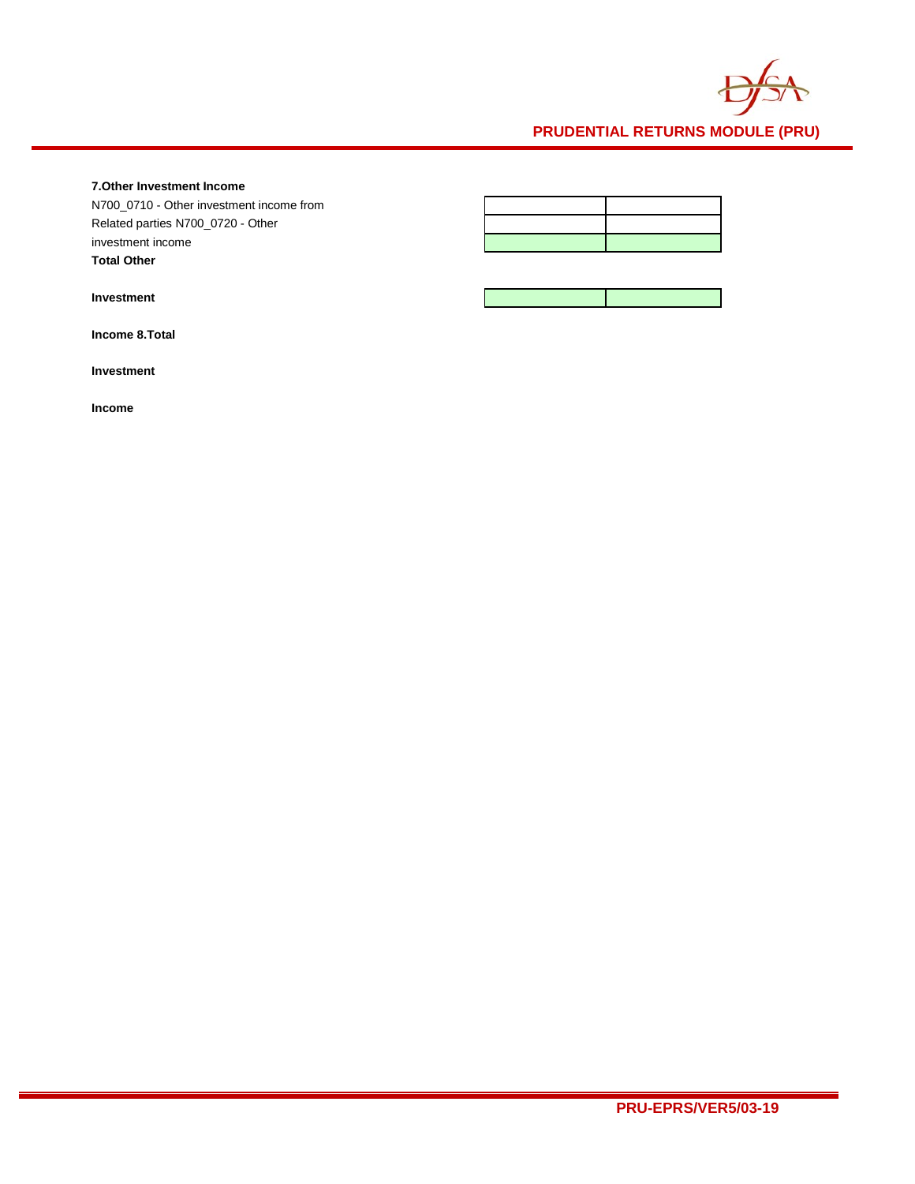**7.Other Investment Income**

| | | |
|---|---|---|
| N700_0710 - Other investment income from Related parties | | |
| N700_0720 - Other investment income | | |
| **Total Other Investment Income** | | |
| **8.Total Investment Income** | | |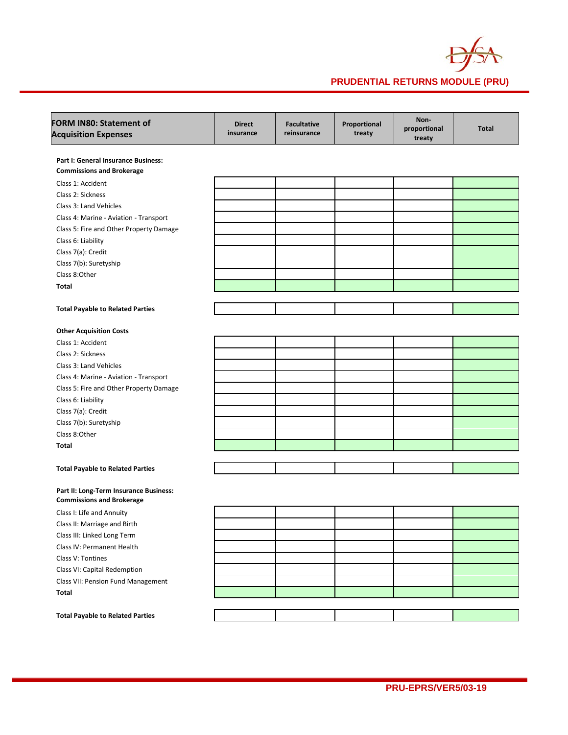| FORM IN80: Statement of Acquisition Expenses | Direct insurance | Facultative reinsurance | Proportional treaty | Non-proportional treaty | Total |
|---|---|---|---|---|---|
| **Part I: General Insurance Business: Commissions and Brokerage** | | | | | |
| Class 1: Accident | | | | | |
| Class 2: Sickness | | | | | |
| Class 3: Land Vehicles | | | | | |
| Class 4: Marine - Aviation - Transport | | | | | |
| Class 5: Fire and Other Property Damage | | | | | |
| Class 6: Liability | | | | | |
| Class 7(a): Credit | | | | | |
| Class 7(b): Suretyship | | | | | |
| Class 8:Other | | | | | |
| **Total** | | | | | |
| | | | | | |
| **Total Payable to Related Parties** | | | | | |
| | | | | | |
| **Other Acquisition Costs** | | | | | |
| Class 1: Accident | | | | | |
| Class 2: Sickness | | | | | |
| Class 3: Land Vehicles | | | | | |
| Class 4: Marine - Aviation - Transport | | | | | |
| Class 5: Fire and Other Property Damage | | | | | |
| Class 6: Liability | | | | | |
| Class 7(a): Credit | | | | | |
| Class 7(b): Suretyship | | | | | |
| Class 8:Other | | | | | |
| **Total** | | | | | |
| | | | | | |
| **Total Payable to Related Parties** | | | | | |
| | | | | | |
| **Part II: Long-Term Insurance Business: Commissions and Brokerage** | | | | | |
| Class I: Life and Annuity | | | | | |
| Class II: Marriage and Birth | | | | | |
| Class III: Linked Long Term | | | | | |
| Class IV: Permanent Health | | | | | |
| Class V: Tontines | | | | | |
| Class VI: Capital Redemption | | | | | |
| Class VII: Pension Fund Management | | | | | |
| **Total** | | | | | |
| | | | | | |
| **Total Payable to Related Parties** | | | | | |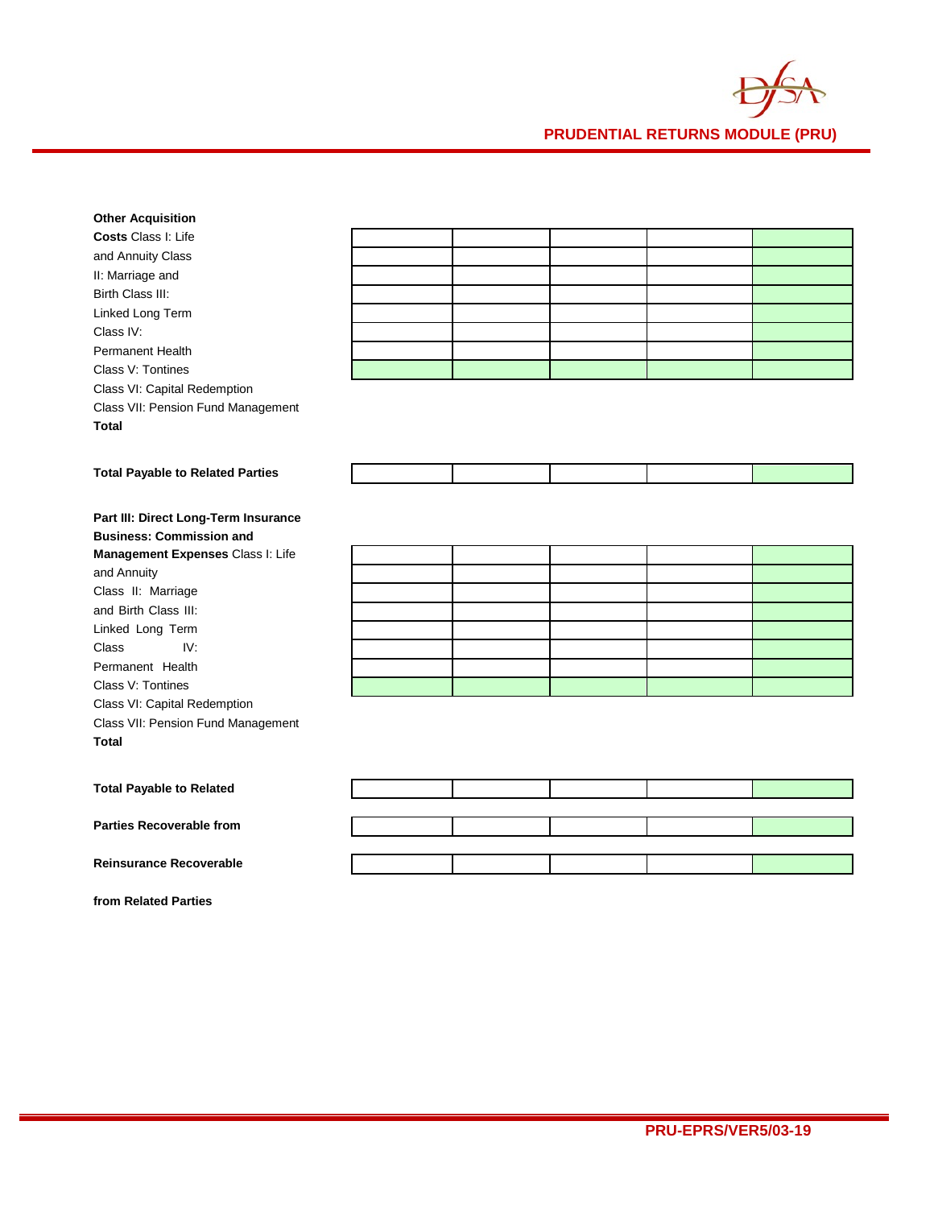**Other Acquisition Costs** Class I: Life and Annuity Class II: Marriage and Birth Class III: Linked Long Term Class IV: Permanent Health Class V: Tontines Class VI: Capital Redemption Class VII: Pension Fund Management **Total**

| | | | | | |
|---|---|---|---|---|---|
| Class I: Life and Annuity | | | | | |
| Class II: Marriage and Birth | | | | | |
| Class III: Linked Long Term | | | | | |
| Class IV: Permanent Health | | | | | |
| Class V: Tontines | | | | | |
| Class VI: Capital Redemption | | | | | |
| Class VII: Pension Fund Management | | | | | |
| **Total** | | | | | |

| | | | | | |
|---|---|---|---|---|---|
| **Total Payable to Related Parties** | | | | | |

**Part III: Direct Long-Term Insurance Business: Commission and Management Expenses** Class I: Life and Annuity Class II: Marriage and Birth Class III: Linked Long Term Class IV: Permanent Health Class V: Tontines Class VI: Capital Redemption Class VII: Pension Fund Management **Total**

| | | | | | |
|---|---|---|---|---|---|
| Class I: Life and Annuity | | | | | |
| Class II: Marriage and Birth | | | | | |
| Class III: Linked Long Term | | | | | |
| Class IV: Permanent Health | | | | | |
| Class V: Tontines | | | | | |
| Class VI: Capital Redemption | | | | | |
| Class VII: Pension Fund Management | | | | | |
| **Total** | | | | | |

| | | | | | |
|---|---|---|---|---|---|
| **Total Payable to Related** | | | | | |
| **Parties Recoverable from** | | | | | |
| **Reinsurance Recoverable** | | | | | |

**from Related Parties**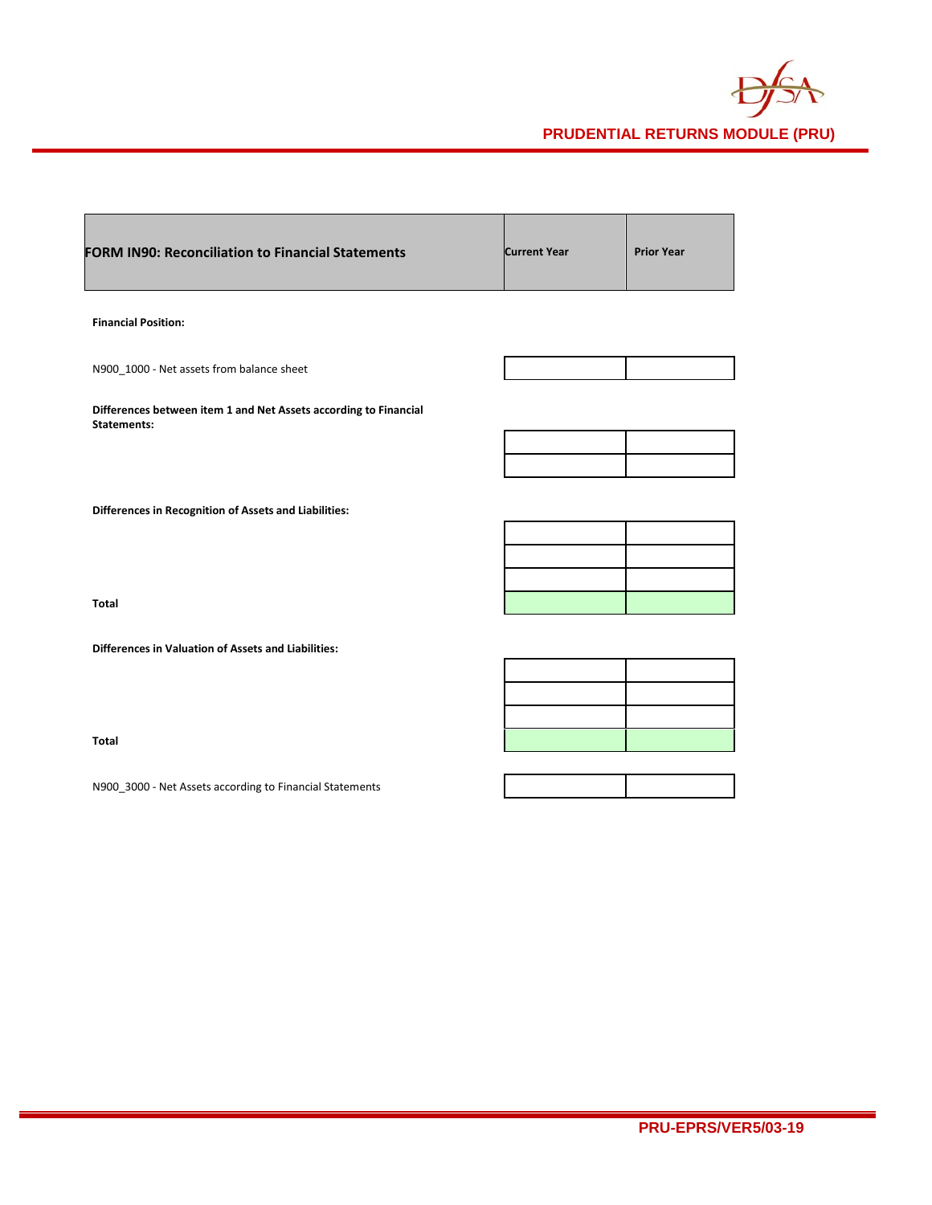| FORM IN90: Reconciliation to Financial Statements | Current Year | Prior Year |
|---|---|---|
| **Financial Position:** | | |
| N900_1000 - Net assets from balance sheet | | |
| **Differences between item 1 and Net Assets according to Financial Statements:** | | |
| | | |
| | | |
| **Differences in Recognition of Assets and Liabilities:** | | |
| | | |
| | | |
| | | |
| **Total** | | |
| **Differences in Valuation of Assets and Liabilities:** | | |
| | | |
| | | |
| | | |
| **Total** | | |
| N900_3000 - Net Assets according to Financial Statements | | |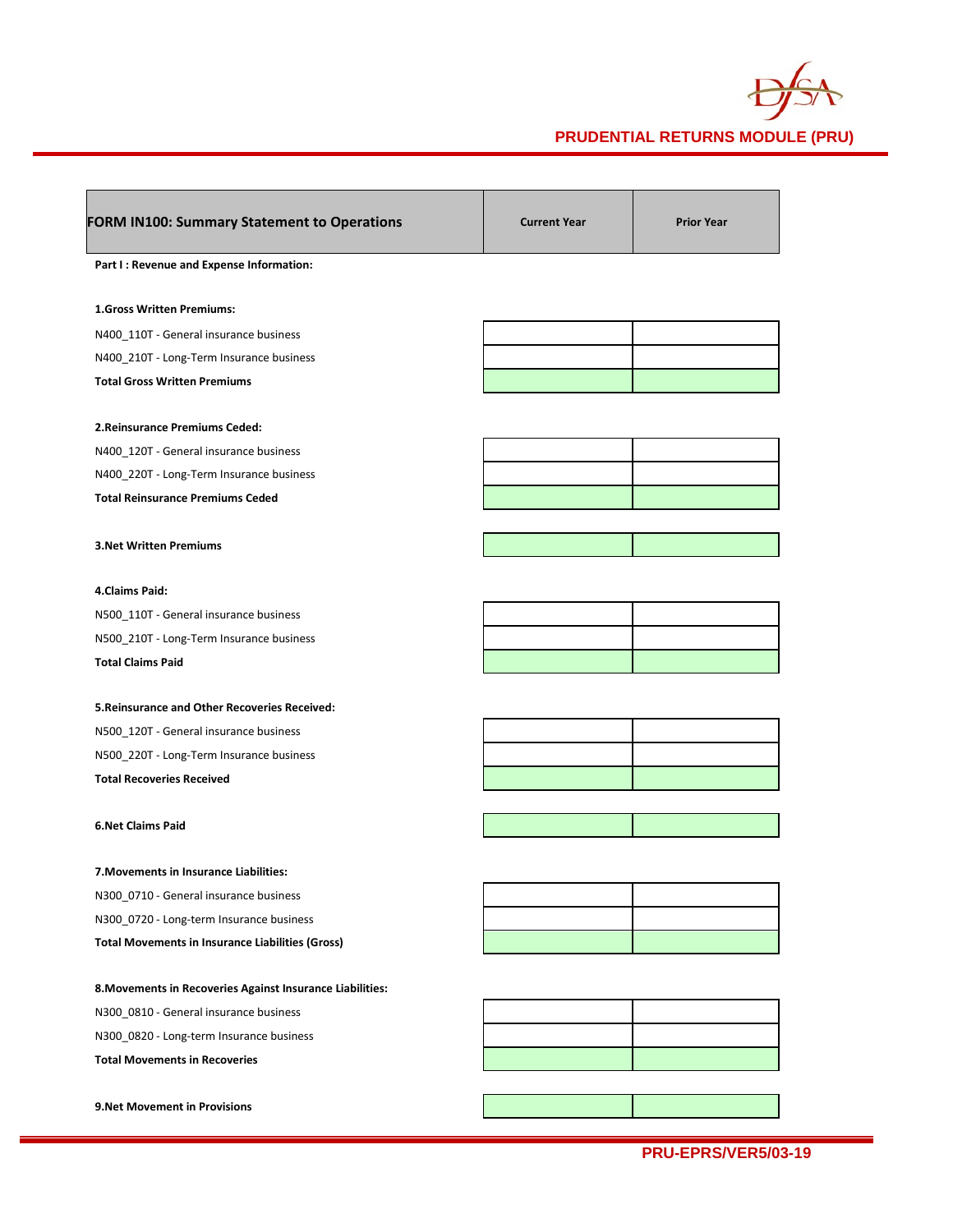| FORM IN100: Summary Statement to Operations | Current Year | Prior Year |
|---|---|---|
| **Part I : Revenue and Expense Information:** | | |
| **1.Gross Written Premiums:** | | |
| N400_110T - General insurance business | | |
| N400_210T - Long-Term Insurance business | | |
| **Total Gross Written Premiums** | | |
| **2.Reinsurance Premiums Ceded:** | | |
| N400_120T - General insurance business | | |
| N400_220T - Long-Term Insurance business | | |
| **Total Reinsurance Premiums Ceded** | | |
| **3.Net Written Premiums** | | |
| **4.Claims Paid:** | | |
| N500_110T - General insurance business | | |
| N500_210T - Long-Term Insurance business | | |
| **Total Claims Paid** | | |
| **5.Reinsurance and Other Recoveries Received:** | | |
| N500_120T - General insurance business | | |
| N500_220T - Long-Term Insurance business | | |
| **Total Recoveries Received** | | |
| **6.Net Claims Paid** | | |
| **7.Movements in Insurance Liabilities:** | | |
| N300_0710 - General insurance business | | |
| N300_0720 - Long-term Insurance business | | |
| **Total Movements in Insurance Liabilities (Gross)** | | |
| **8.Movements in Recoveries Against Insurance Liabilities:** | | |
| N300_0810 - General insurance business | | |
| N300_0820 - Long-term Insurance business | | |
| **Total Movements in Recoveries** | | |
| **9.Net Movement in Provisions** | | |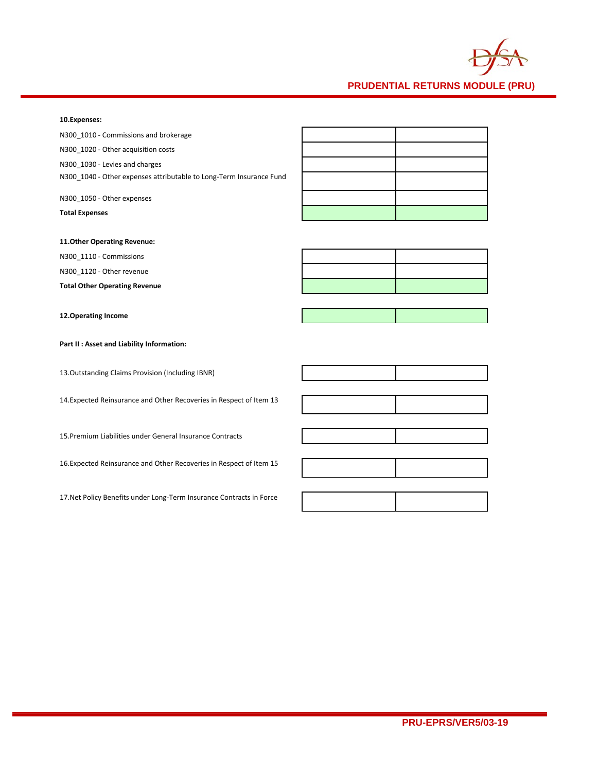**10.Expenses:**

| | | |
|---|---|---|
| N300_1010 - Commissions and brokerage | | |
| N300_1020 - Other acquisition costs | | |
| N300_1030 - Levies and charges | | |
| N300_1040 - Other expenses attributable to Long-Term Insurance Fund | | |
| N300_1050 - Other expenses | | |
| **Total Expenses** | | |

**11.Other Operating Revenue:**

| | | |
|---|---|---|
| N300_1110 - Commissions | | |
| N300_1120 - Other revenue | | |
| **Total Other Operating Revenue** | | |

| | | |
|---|---|---|
| **12.Operating Income** | | |

**Part II : Asset and Liability Information:**

| | | |
|---|---|---|
| 13.Outstanding Claims Provision (Including IBNR) | | |
| 14.Expected Reinsurance and Other Recoveries in Respect of Item 13 | | |
| 15.Premium Liabilities under General Insurance Contracts | | |
| 16.Expected Reinsurance and Other Recoveries in Respect of Item 15 | | |
| 17.Net Policy Benefits under Long-Term Insurance Contracts in Force | | |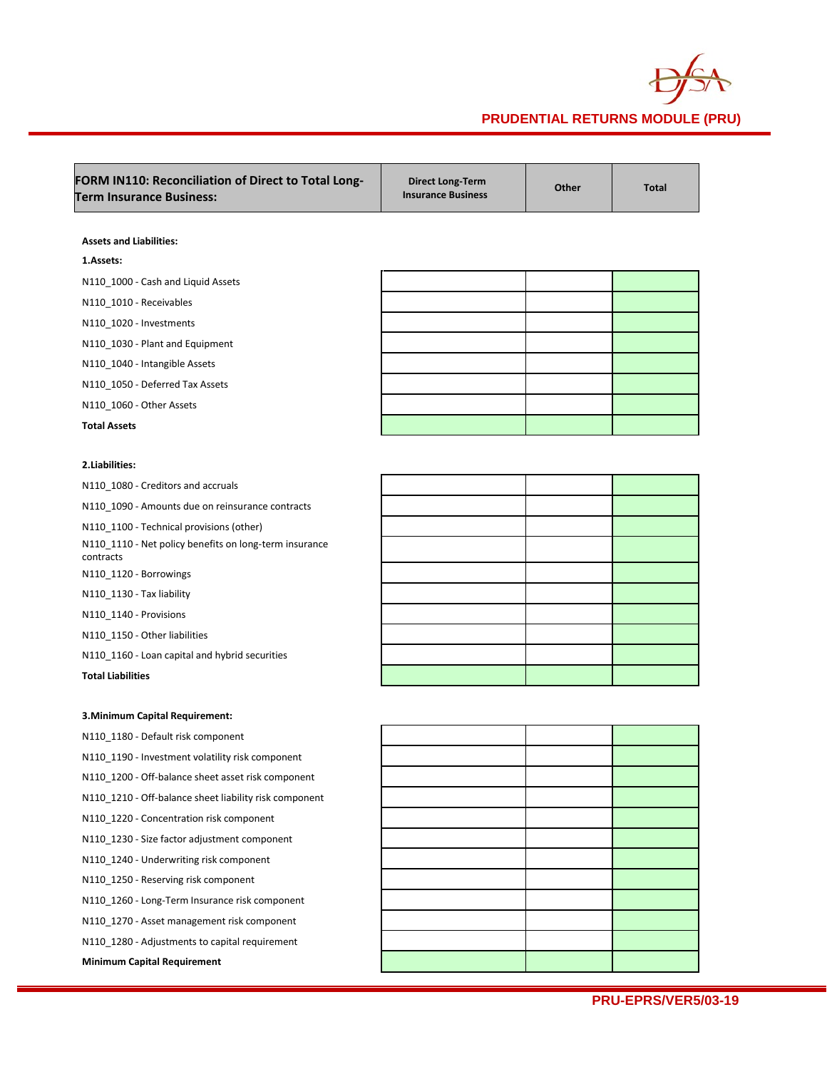| FORM IN110: Reconciliation of Direct to Total Long-Term Insurance Business: | Direct Long-Term Insurance Business | Other | Total |
|---|---|---|---|
| **Assets and Liabilities:** | | | |
| **1.Assets:** | | | |
| N110_1000 - Cash and Liquid Assets | | | |
| N110_1010 - Receivables | | | |
| N110_1020 - Investments | | | |
| N110_1030 - Plant and Equipment | | | |
| N110_1040 - Intangible Assets | | | |
| N110_1050 - Deferred Tax Assets | | | |
| N110_1060 - Other Assets | | | |
| **Total Assets** | | | |
| **2.Liabilities:** | | | |
| N110_1080 - Creditors and accruals | | | |
| N110_1090 - Amounts due on reinsurance contracts | | | |
| N110_1100 - Technical provisions (other) | | | |
| N110_1110 - Net policy benefits on long-term insurance contracts | | | |
| N110_1120 - Borrowings | | | |
| N110_1130 - Tax liability | | | |
| N110_1140 - Provisions | | | |
| N110_1150 - Other liabilities | | | |
| N110_1160 - Loan capital and hybrid securities | | | |
| **Total Liabilities** | | | |
| **3.Minimum Capital Requirement:** | | | |
| N110_1180 - Default risk component | | | |
| N110_1190 - Investment volatility risk component | | | |
| N110_1200 - Off-balance sheet asset risk component | | | |
| N110_1210 - Off-balance sheet liability risk component | | | |
| N110_1220 - Concentration risk component | | | |
| N110_1230 - Size factor adjustment component | | | |
| N110_1240 - Underwriting risk component | | | |
| N110_1250 - Reserving risk component | | | |
| N110_1260 - Long-Term Insurance risk component | | | |
| N110_1270 - Asset management risk component | | | |
| N110_1280 - Adjustments to capital requirement | | | |
| **Minimum Capital Requirement** | | | |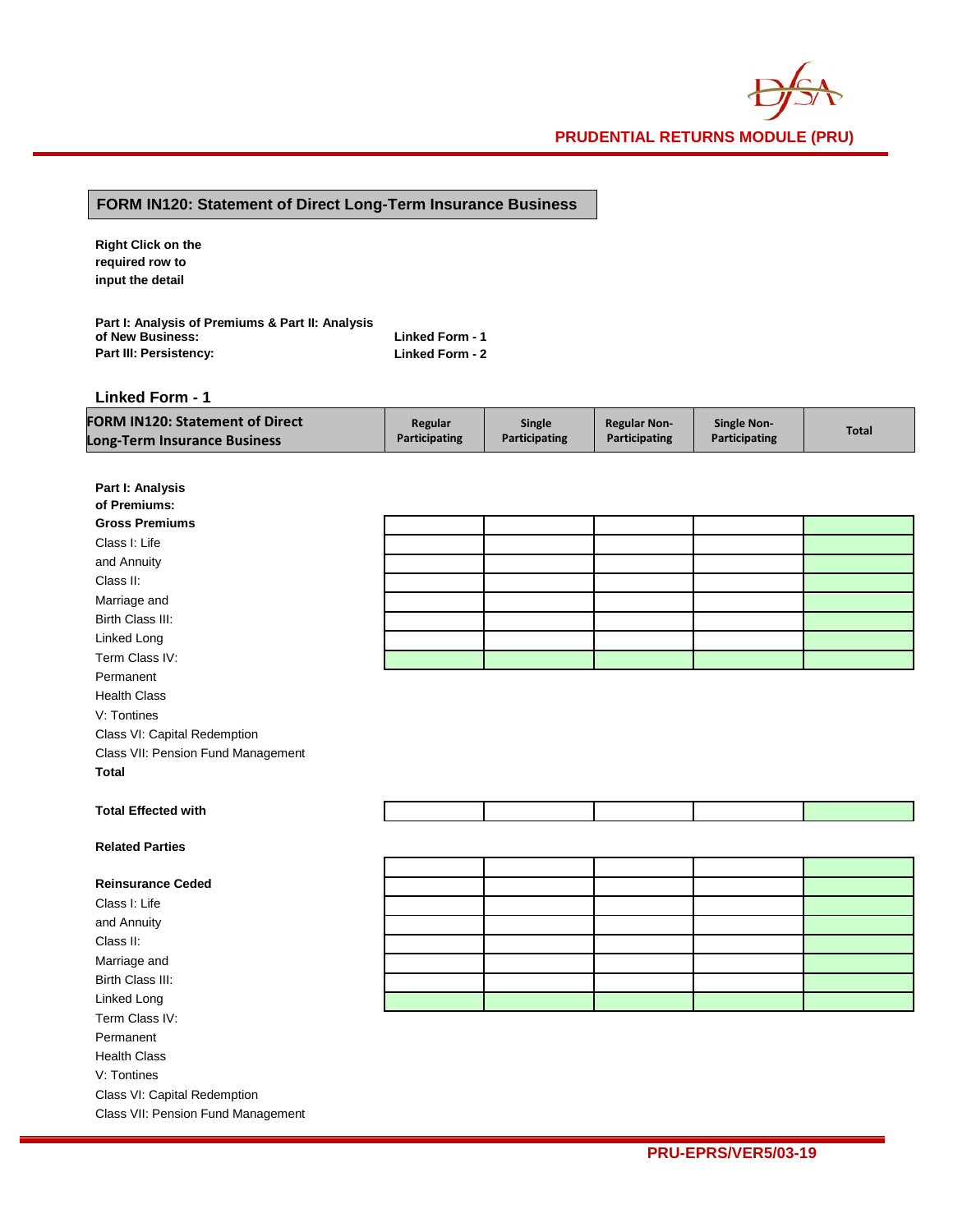## FORM IN120: Statement of Direct Long-Term Insurance Business

**Right Click on the required row to input the detail**

| | |
|---|---|
| **Part I: Analysis of Premiums & Part II: Analysis of New Business:** | **Linked Form - 1** |
| **Part III: Persistency:** | **Linked Form - 2** |

### Linked Form - 1

| FORM IN120: Statement of Direct Long-Term Insurance Business | Regular Participating | Single Participating | Regular Non-Participating | Single Non-Participating | Total |
|---|---|---|---|---|---|
| **Part I: Analysis of Premiums:** | | | | | |
| **Gross Premiums** | | | | | |
| Class I: Life and Annuity | | | | | |
| Class II: Marriage and Birth | | | | | |
| Class III: Linked Long Term | | | | | |
| Class IV: Permanent Health | | | | | |
| Class V: Tontines | | | | | |
| Class VI: Capital Redemption | | | | | |
| Class VII: Pension Fund Management | | | | | |
| **Total** | | | | | |
| **Total Effected with Related Parties** | | | | | |
| **Reinsurance Ceded** | | | | | |
| Class I: Life and Annuity | | | | | |
| Class II: Marriage and Birth | | | | | |
| Class III: Linked Long Term | | | | | |
| Class IV: Permanent Health | | | | | |
| Class V: Tontines | | | | | |
| Class VI: Capital Redemption | | | | | |
| Class VII: Pension Fund Management | | | | | |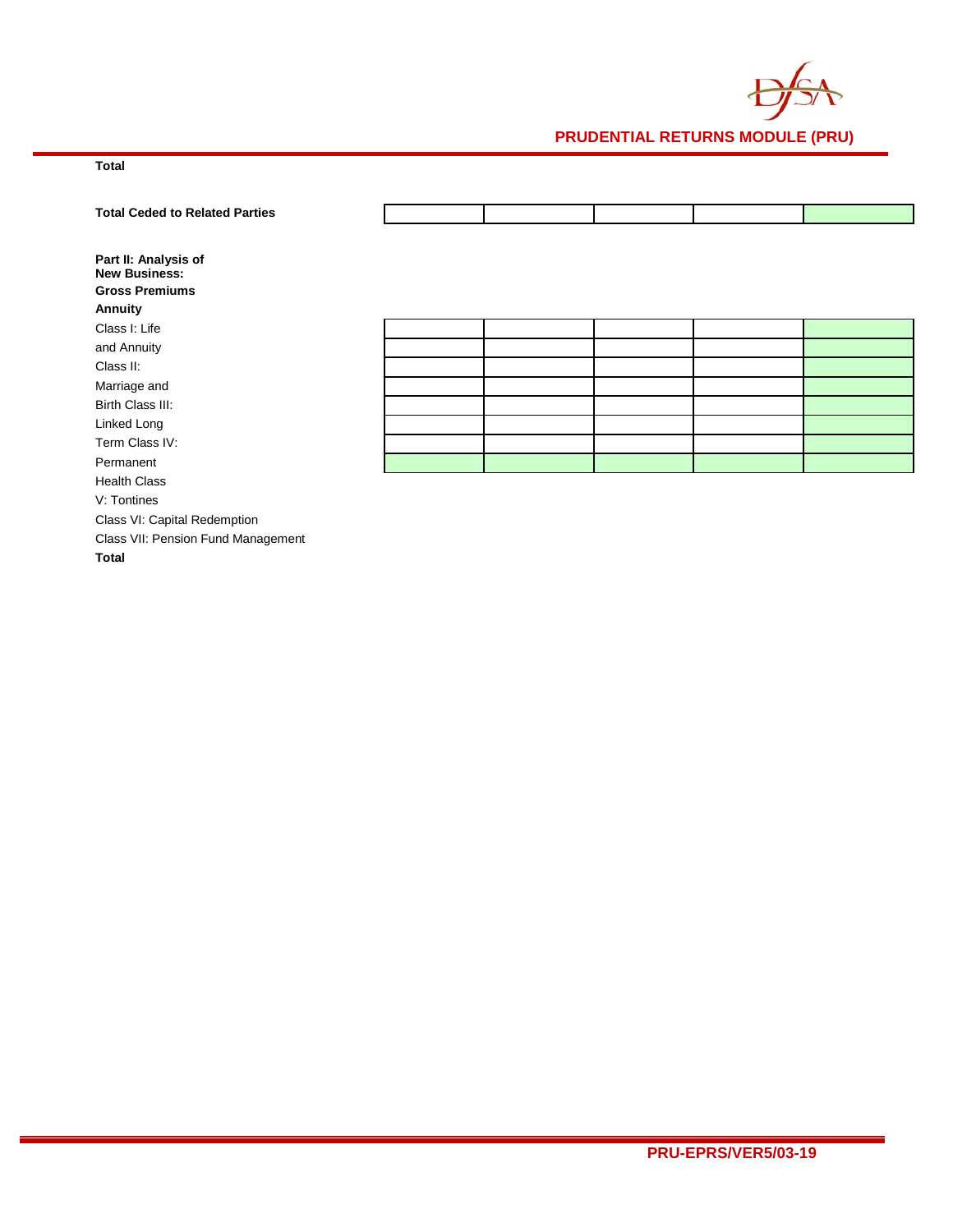**Total**

| **Total Ceded to Related Parties** | | | | | |
|---|---|---|---|---|---|

**Part II: Analysis of New Business:**

**Gross Premiums**

**Annuity**

| | | | | | |
|---|---|---|---|---|---|
| Class I: Life | | | | | |
| and Annuity | | | | | |
| Class II: | | | | | |
| Marriage and | | | | | |
| Birth Class III: | | | | | |
| Linked Long | | | | | |
| Term Class IV: | | | | | |
| Permanent | | | | | |

Health Class

V: Tontines

Class VI: Capital Redemption

Class VII: Pension Fund Management

**Total**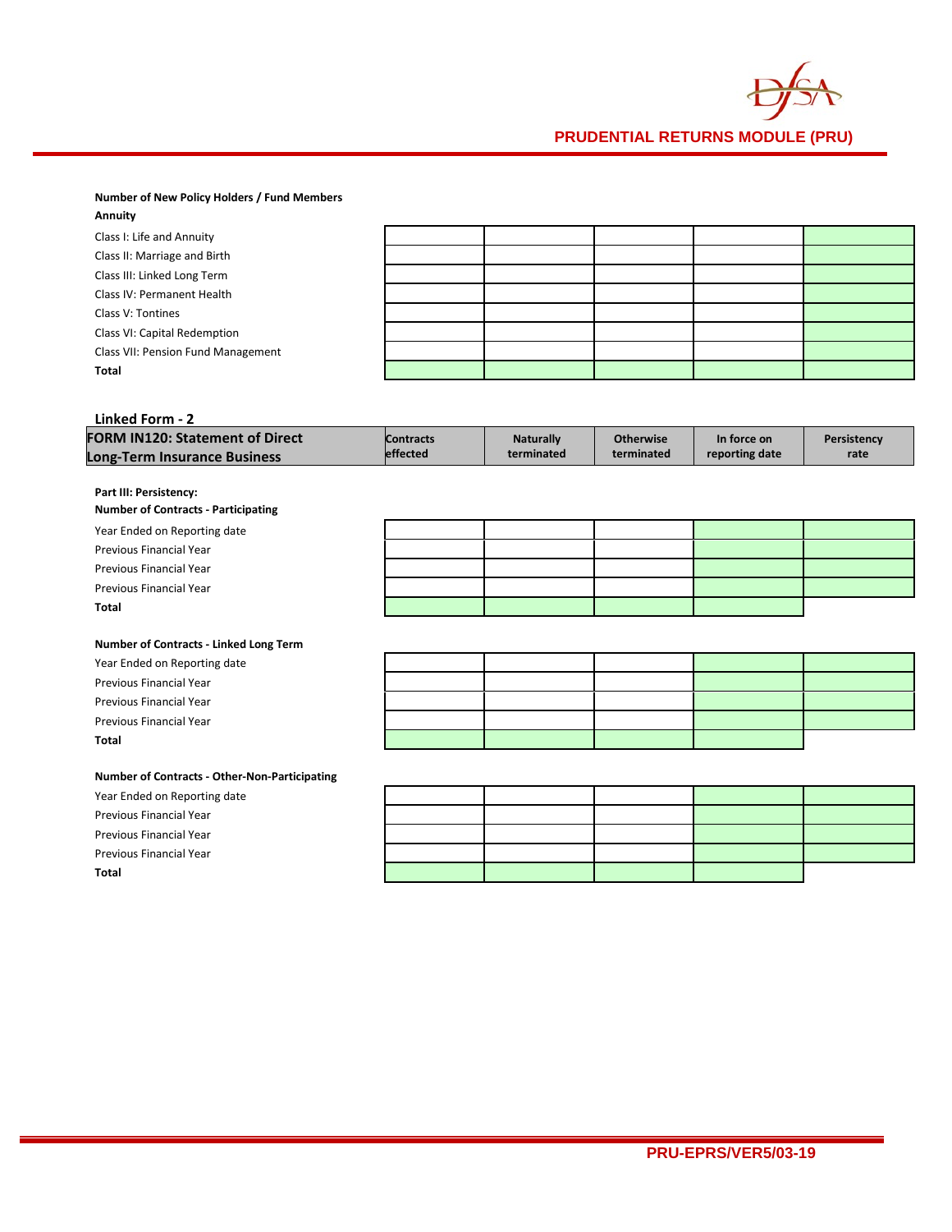**Number of New Policy Holders / Fund Members**

**Annuity**

| | | | | | |
|---|---|---|---|---|---|
| Class I: Life and Annuity | | | | | |
| Class II: Marriage and Birth | | | | | |
| Class III: Linked Long Term | | | | | |
| Class IV: Permanent Health | | | | | |
| Class V: Tontines | | | | | |
| Class VI: Capital Redemption | | | | | |
| Class VII: Pension Fund Management | | | | | |
| **Total** | | | | | |

## Linked Form - 2

| FORM IN120: Statement of Direct Long-Term Insurance Business | Contracts effected | Naturally terminated | Otherwise terminated | In force on reporting date | Persistency rate |
|---|---|---|---|---|---|

**Part III: Persistency:**

**Number of Contracts - Participating**

| | | | | | |
|---|---|---|---|---|---|
| Year Ended on Reporting date | | | | | |
| Previous Financial Year | | | | | |
| Previous Financial Year | | | | | |
| Previous Financial Year | | | | | |
| **Total** | | | | | |

**Number of Contracts - Linked Long Term**

| | | | | | |
|---|---|---|---|---|---|
| Year Ended on Reporting date | | | | | |
| Previous Financial Year | | | | | |
| Previous Financial Year | | | | | |
| Previous Financial Year | | | | | |
| **Total** | | | | | |

**Number of Contracts - Other-Non-Participating**

| | | | | | |
|---|---|---|---|---|---|
| Year Ended on Reporting date | | | | | |
| Previous Financial Year | | | | | |
| Previous Financial Year | | | | | |
| Previous Financial Year | | | | | |
| **Total** | | | | | |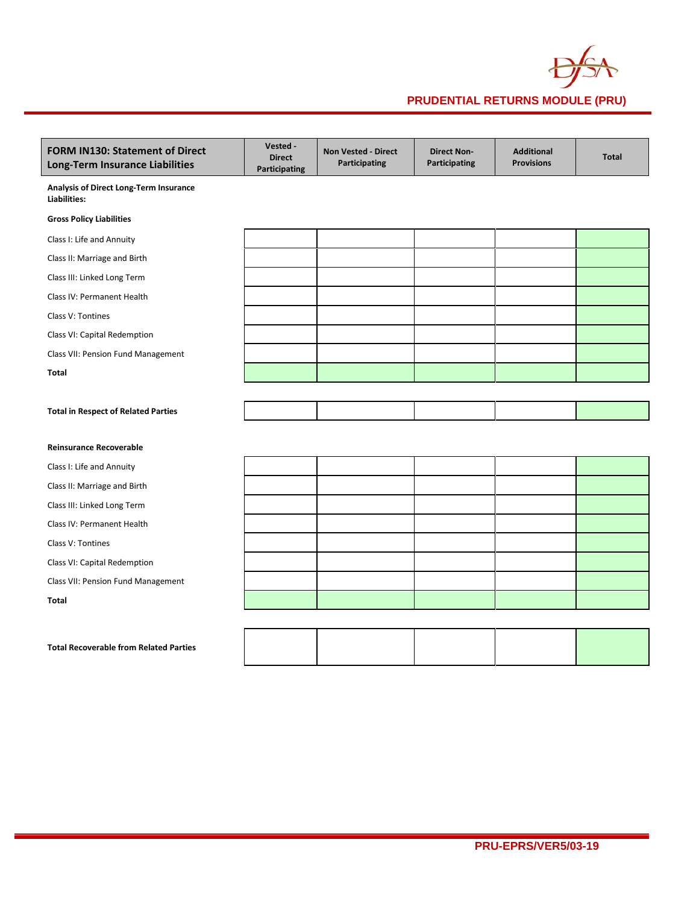| FORM IN130: Statement of Direct Long-Term Insurance Liabilities | Vested - Direct Participating | Non Vested - Direct Participating | Direct Non-Participating | Additional Provisions | Total |
|---|---|---|---|---|---|
| **Analysis of Direct Long-Term Insurance Liabilities:** | | | | | |
| **Gross Policy Liabilities** | | | | | |
| Class I: Life and Annuity | | | | | |
| Class II: Marriage and Birth | | | | | |
| Class III: Linked Long Term | | | | | |
| Class IV: Permanent Health | | | | | |
| Class V: Tontines | | | | | |
| Class VI: Capital Redemption | | | | | |
| Class VII: Pension Fund Management | | | | | |
| **Total** | | | | | |
| | | | | | |
| **Total in Respect of Related Parties** | | | | | |
| | | | | | |
| **Reinsurance Recoverable** | | | | | |
| Class I: Life and Annuity | | | | | |
| Class II: Marriage and Birth | | | | | |
| Class III: Linked Long Term | | | | | |
| Class IV: Permanent Health | | | | | |
| Class V: Tontines | | | | | |
| Class VI: Capital Redemption | | | | | |
| Class VII: Pension Fund Management | | | | | |
| **Total** | | | | | |
| | | | | | |
| **Total Recoverable from Related Parties** | | | | | |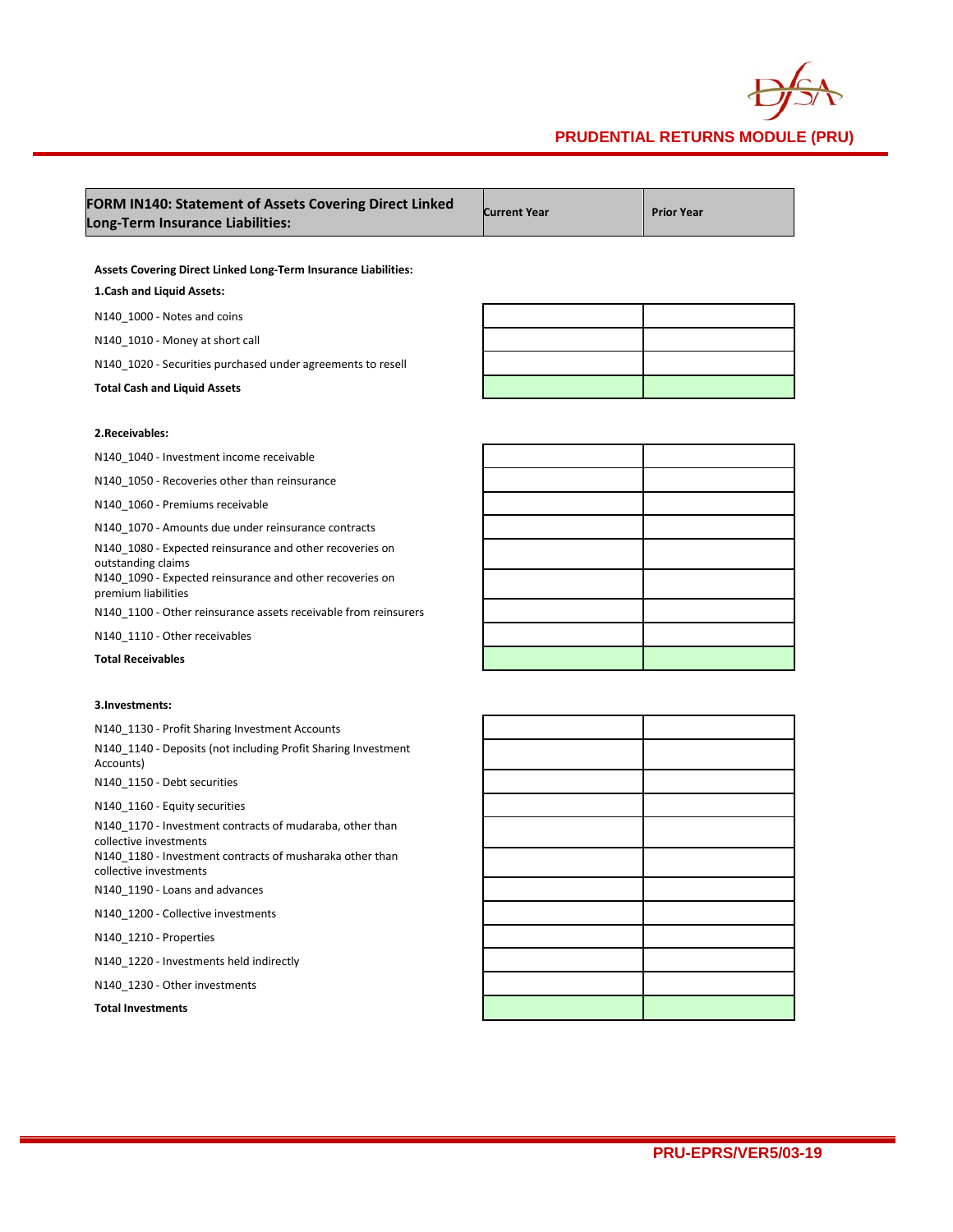| FORM IN140: Statement of Assets Covering Direct Linked Long-Term Insurance Liabilities: | Current Year | Prior Year |
| --- | --- | --- |
| **Assets Covering Direct Linked Long-Term Insurance Liabilities:** | | |
| **1.Cash and Liquid Assets:** | | |
| N140_1000 - Notes and coins | | |
| N140_1010 - Money at short call | | |
| N140_1020 - Securities purchased under agreements to resell | | |
| **Total Cash and Liquid Assets** | | |
| **2.Receivables:** | | |
| N140_1040 - Investment income receivable | | |
| N140_1050 - Recoveries other than reinsurance | | |
| N140_1060 - Premiums receivable | | |
| N140_1070 - Amounts due under reinsurance contracts | | |
| N140_1080 - Expected reinsurance and other recoveries on outstanding claims | | |
| N140_1090 - Expected reinsurance and other recoveries on premium liabilities | | |
| N140_1100 - Other reinsurance assets receivable from reinsurers | | |
| N140_1110 - Other receivables | | |
| **Total Receivables** | | |
| **3.Investments:** | | |
| N140_1130 - Profit Sharing Investment Accounts | | |
| N140_1140 - Deposits (not including Profit Sharing Investment Accounts) | | |
| N140_1150 - Debt securities | | |
| N140_1160 - Equity securities | | |
| N140_1170 - Investment contracts of mudaraba, other than collective investments | | |
| N140_1180 - Investment contracts of musharaka other than collective investments | | |
| N140_1190 - Loans and advances | | |
| N140_1200 - Collective investments | | |
| N140_1210 - Properties | | |
| N140_1220 - Investments held indirectly | | |
| N140_1230 - Other investments | | |
| **Total Investments** | | |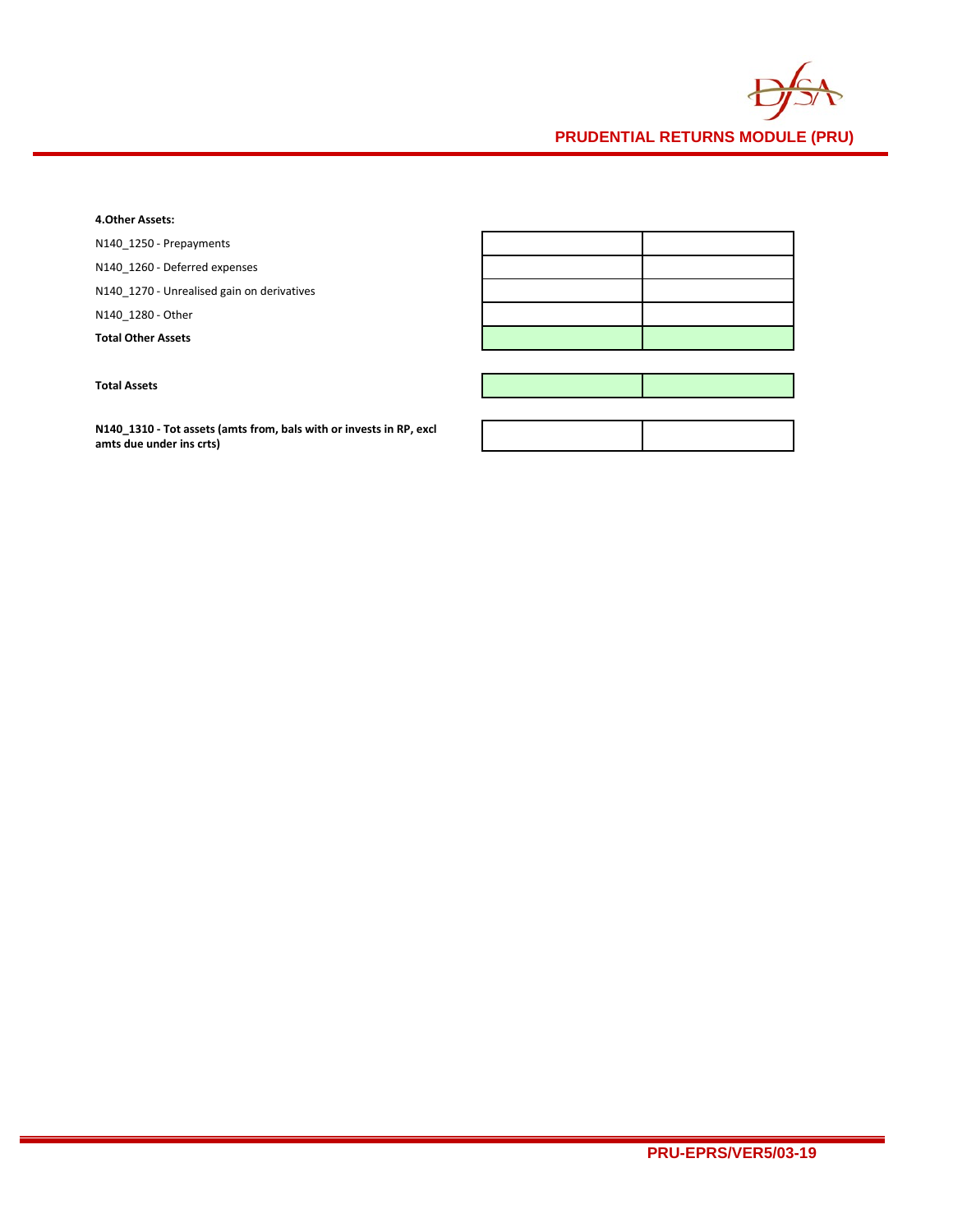**4.Other Assets:**

| | | |
|---|---|---|
| N140_1250 - Prepayments | | |
| N140_1260 - Deferred expenses | | |
| N140_1270 - Unrealised gain on derivatives | | |
| N140_1280 - Other | | |
| **Total Other Assets** | | |

| | | |
|---|---|---|
| **Total Assets** | | |

| | | |
|---|---|---|
| **N140_1310 - Tot assets (amts from, bals with or invests in RP, excl amts due under ins crts)** | | |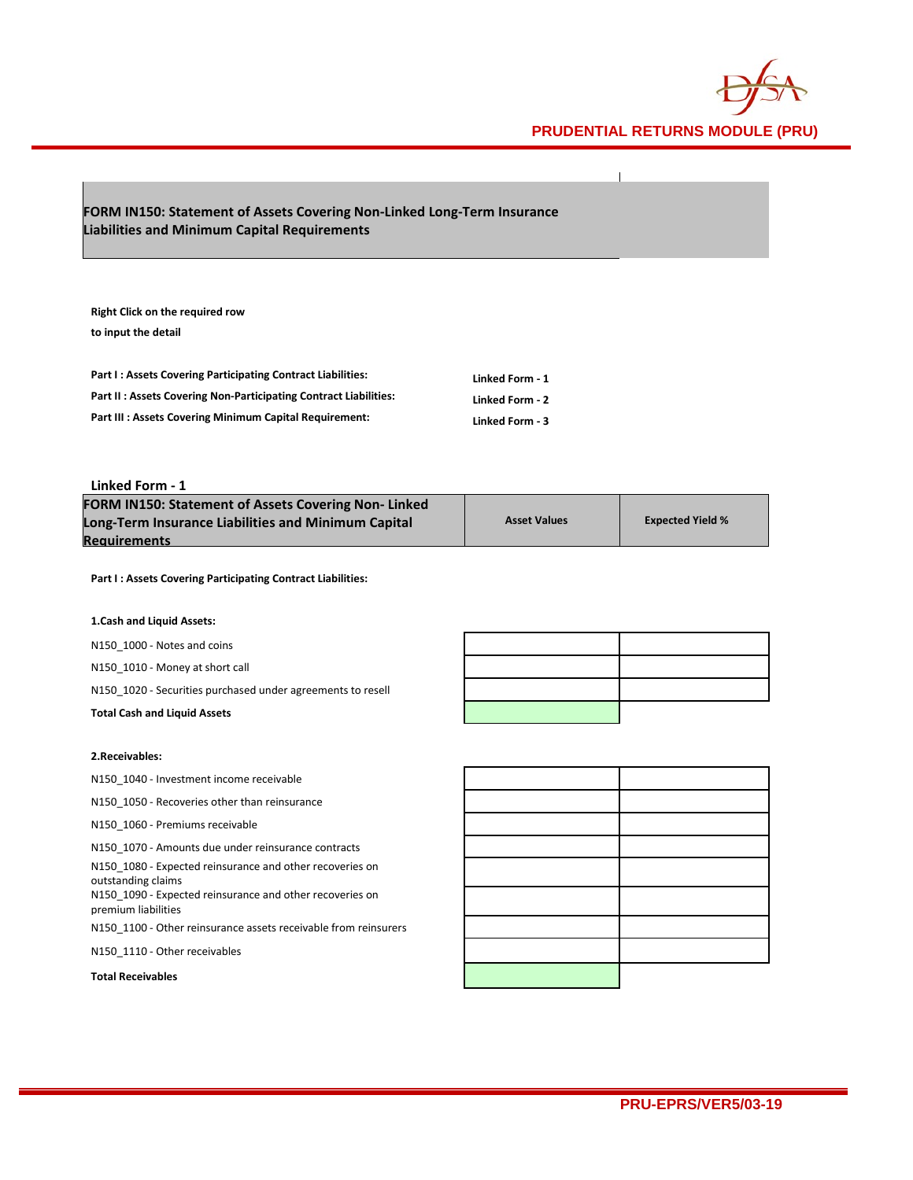## FORM IN150: Statement of Assets Covering Non-Linked Long-Term Insurance Liabilities and Minimum Capital Requirements

**Right Click on the required row to input the detail**

| | |
|---|---|
| **Part I : Assets Covering Participating Contract Liabilities:** | **Linked Form - 1** |
| **Part II : Assets Covering Non-Participating Contract Liabilities:** | **Linked Form - 2** |
| **Part III : Assets Covering Minimum Capital Requirement:** | **Linked Form - 3** |

### Linked Form - 1

| **FORM IN150: Statement of Assets Covering Non- Linked Long-Term Insurance Liabilities and Minimum Capital Requirements** | **Asset Values** | **Expected Yield %** |
|---|---|---|
| **Part I : Assets Covering Participating Contract Liabilities:** | | |
| **1.Cash and Liquid Assets:** | | |
| N150_1000 - Notes and coins | | |
| N150_1010 - Money at short call | | |
| N150_1020 - Securities purchased under agreements to resell | | |
| **Total Cash and Liquid Assets** | | |
| **2.Receivables:** | | |
| N150_1040 - Investment income receivable | | |
| N150_1050 - Recoveries other than reinsurance | | |
| N150_1060 - Premiums receivable | | |
| N150_1070 - Amounts due under reinsurance contracts | | |
| N150_1080 - Expected reinsurance and other recoveries on outstanding claims | | |
| N150_1090 - Expected reinsurance and other recoveries on premium liabilities | | |
| N150_1100 - Other reinsurance assets receivable from reinsurers | | |
| N150_1110 - Other receivables | | |
| **Total Receivables** | | |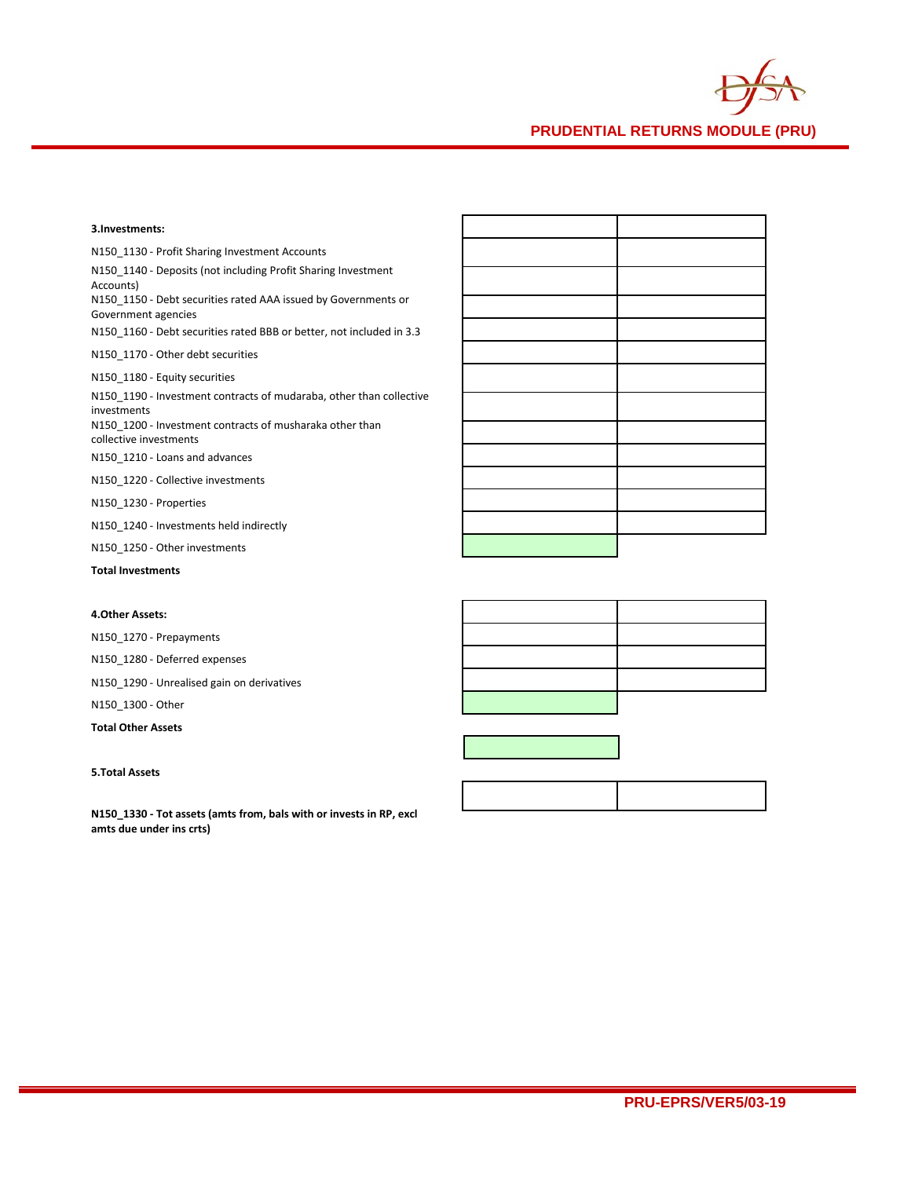**3.Investments:**

| | | |
|---|---|---|
| N150_1130 - Profit Sharing Investment Accounts | | |
| N150_1140 - Deposits (not including Profit Sharing Investment Accounts) | | |
| N150_1150 - Debt securities rated AAA issued by Governments or Government agencies | | |
| N150_1160 - Debt securities rated BBB or better, not included in 3.3 | | |
| N150_1170 - Other debt securities | | |
| N150_1180 - Equity securities | | |
| N150_1190 - Investment contracts of mudaraba, other than collective investments | | |
| N150_1200 - Investment contracts of musharaka other than collective investments | | |
| N150_1210 - Loans and advances | | |
| N150_1220 - Collective investments | | |
| N150_1230 - Properties | | |
| N150_1240 - Investments held indirectly | | |
| N150_1250 - Other investments | | |
| **Total Investments** | | |

**4.Other Assets:**

| | | |
|---|---|---|
| N150_1270 - Prepayments | | |
| N150_1280 - Deferred expenses | | |
| N150_1290 - Unrealised gain on derivatives | | |
| N150_1300 - Other | | |
| **Total Other Assets** | | |

**5.Total Assets**

| | | |
|---|---|---|
| **N150_1330 - Tot assets (amts from, bals with or invests in RP, excl amts due under ins crts)** | | |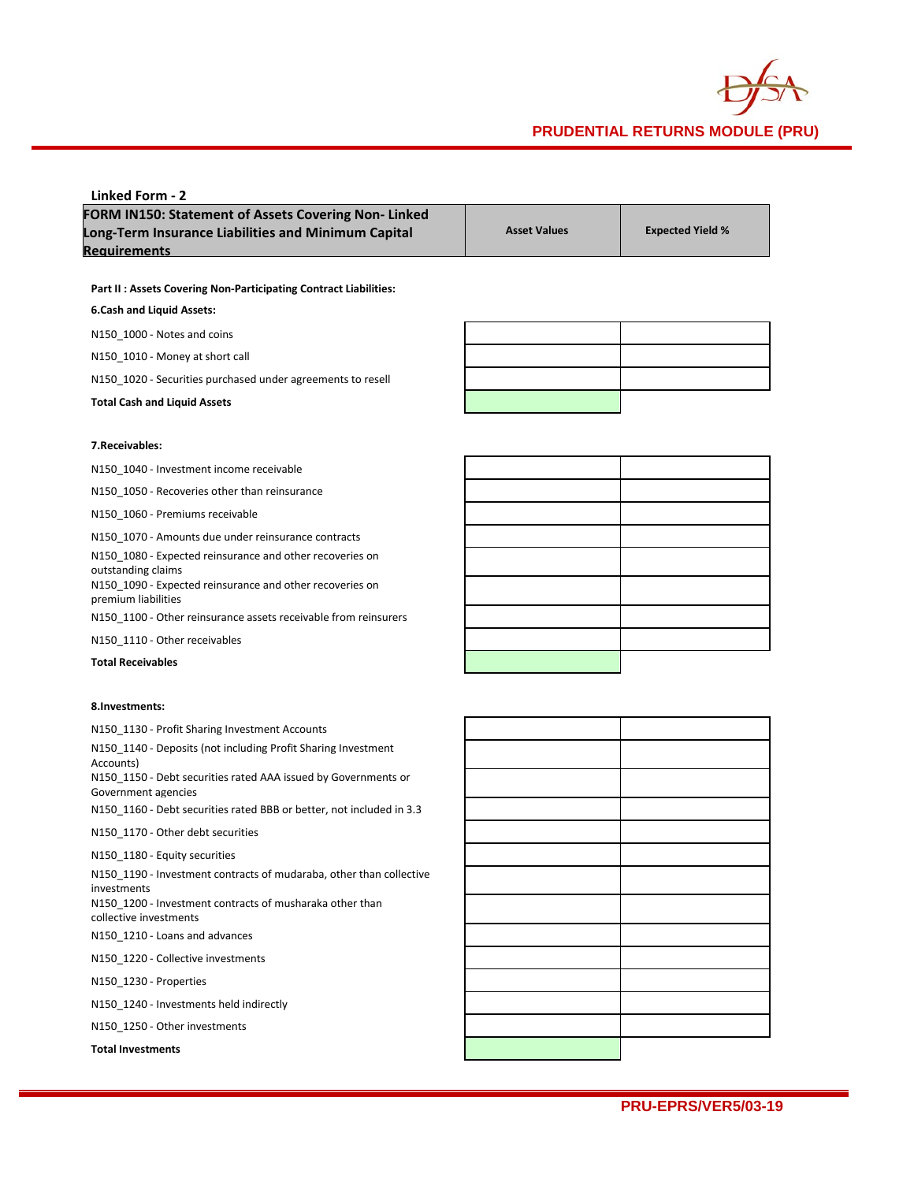**Linked Form - 2**

| FORM IN150: Statement of Assets Covering Non- Linked Long-Term Insurance Liabilities and Minimum Capital Requirements | Asset Values | Expected Yield % |
|---|---|---|
| **Part II : Assets Covering Non-Participating Contract Liabilities:** | | |
| **6.Cash and Liquid Assets:** | | |
| N150_1000 - Notes and coins | | |
| N150_1010 - Money at short call | | |
| N150_1020 - Securities purchased under agreements to resell | | |
| **Total Cash and Liquid Assets** | | |
| **7.Receivables:** | | |
| N150_1040 - Investment income receivable | | |
| N150_1050 - Recoveries other than reinsurance | | |
| N150_1060 - Premiums receivable | | |
| N150_1070 - Amounts due under reinsurance contracts | | |
| N150_1080 - Expected reinsurance and other recoveries on outstanding claims | | |
| N150_1090 - Expected reinsurance and other recoveries on premium liabilities | | |
| N150_1100 - Other reinsurance assets receivable from reinsurers | | |
| N150_1110 - Other receivables | | |
| **Total Receivables** | | |
| **8.Investments:** | | |
| N150_1130 - Profit Sharing Investment Accounts | | |
| N150_1140 - Deposits (not including Profit Sharing Investment Accounts) | | |
| N150_1150 - Debt securities rated AAA issued by Governments or Government agencies | | |
| N150_1160 - Debt securities rated BBB or better, not included in 3.3 | | |
| N150_1170 - Other debt securities | | |
| N150_1180 - Equity securities | | |
| N150_1190 - Investment contracts of mudaraba, other than collective investments | | |
| N150_1200 - Investment contracts of musharaka other than collective investments | | |
| N150_1210 - Loans and advances | | |
| N150_1220 - Collective investments | | |
| N150_1230 - Properties | | |
| N150_1240 - Investments held indirectly | | |
| N150_1250 - Other investments | | |
| **Total Investments** | | |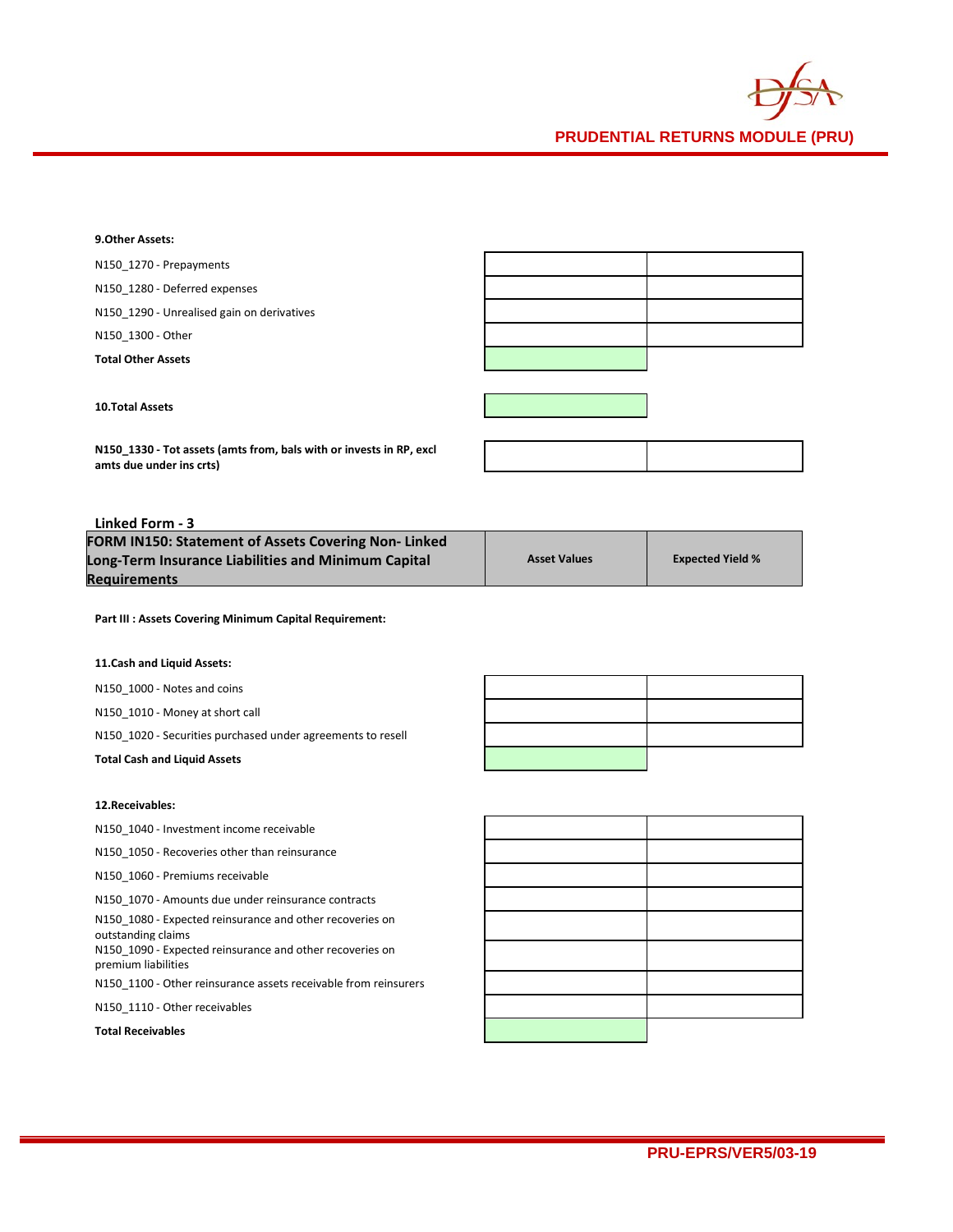**9.Other Assets:**

| | | |
|---|---|---|
| N150_1270 - Prepayments | | |
| N150_1280 - Deferred expenses | | |
| N150_1290 - Unrealised gain on derivatives | | |
| N150_1300 - Other | | |
| **Total Other Assets** | | |

| | |
|---|---|
| **10.Total Assets** | |

| | | |
|---|---|---|
| **N150_1330 - Tot assets (amts from, bals with or invests in RP, excl amts due under ins crts)** | | |

**Linked Form - 3**

| FORM IN150: Statement of Assets Covering Non- Linked Long-Term Insurance Liabilities and Minimum Capital Requirements | Asset Values | Expected Yield % |
|---|---|---|

**Part III : Assets Covering Minimum Capital Requirement:**

**11.Cash and Liquid Assets:**

| | | |
|---|---|---|
| N150_1000 - Notes and coins | | |
| N150_1010 - Money at short call | | |
| N150_1020 - Securities purchased under agreements to resell | | |
| **Total Cash and Liquid Assets** | | |

**12.Receivables:**

| | | |
|---|---|---|
| N150_1040 - Investment income receivable | | |
| N150_1050 - Recoveries other than reinsurance | | |
| N150_1060 - Premiums receivable | | |
| N150_1070 - Amounts due under reinsurance contracts | | |
| N150_1080 - Expected reinsurance and other recoveries on outstanding claims | | |
| N150_1090 - Expected reinsurance and other recoveries on premium liabilities | | |
| N150_1100 - Other reinsurance assets receivable from reinsurers | | |
| N150_1110 - Other receivables | | |
| **Total Receivables** | | |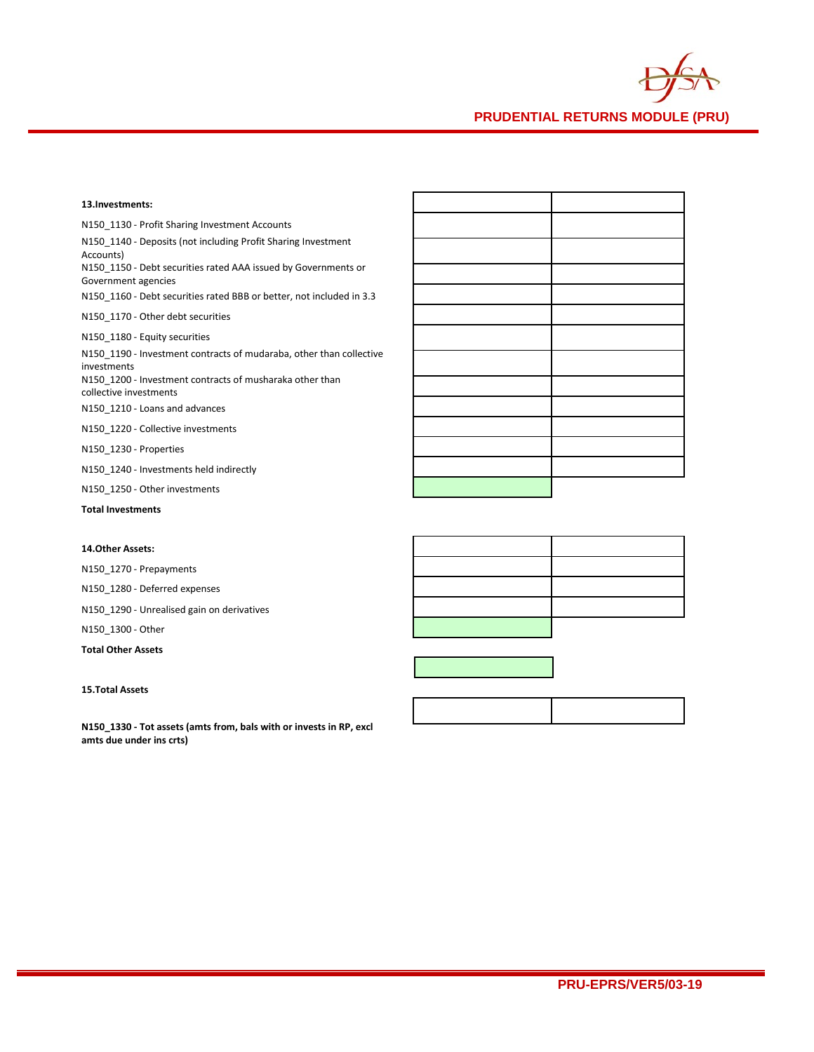**13.Investments:**

| Item | | |
|---|---|---|
| N150_1130 - Profit Sharing Investment Accounts | | |
| N150_1140 - Deposits (not including Profit Sharing Investment Accounts) | | |
| N150_1150 - Debt securities rated AAA issued by Governments or Government agencies | | |
| N150_1160 - Debt securities rated BBB or better, not included in 3.3 | | |
| N150_1170 - Other debt securities | | |
| N150_1180 - Equity securities | | |
| N150_1190 - Investment contracts of mudaraba, other than collective investments | | |
| N150_1200 - Investment contracts of musharaka other than collective investments | | |
| N150_1210 - Loans and advances | | |
| N150_1220 - Collective investments | | |
| N150_1230 - Properties | | |
| N150_1240 - Investments held indirectly | | |
| N150_1250 - Other investments | | |
| **Total Investments** | | |

**14.Other Assets:**

| Item | | |
|---|---|---|
| N150_1270 - Prepayments | | |
| N150_1280 - Deferred expenses | | |
| N150_1290 - Unrealised gain on derivatives | | |
| N150_1300 - Other | | |
| **Total Other Assets** | | |

**15.Total Assets**

| Item | | |
|---|---|---|
| **N150_1330 - Tot assets (amts from, bals with or invests in RP, excl amts due under ins crts)** | | |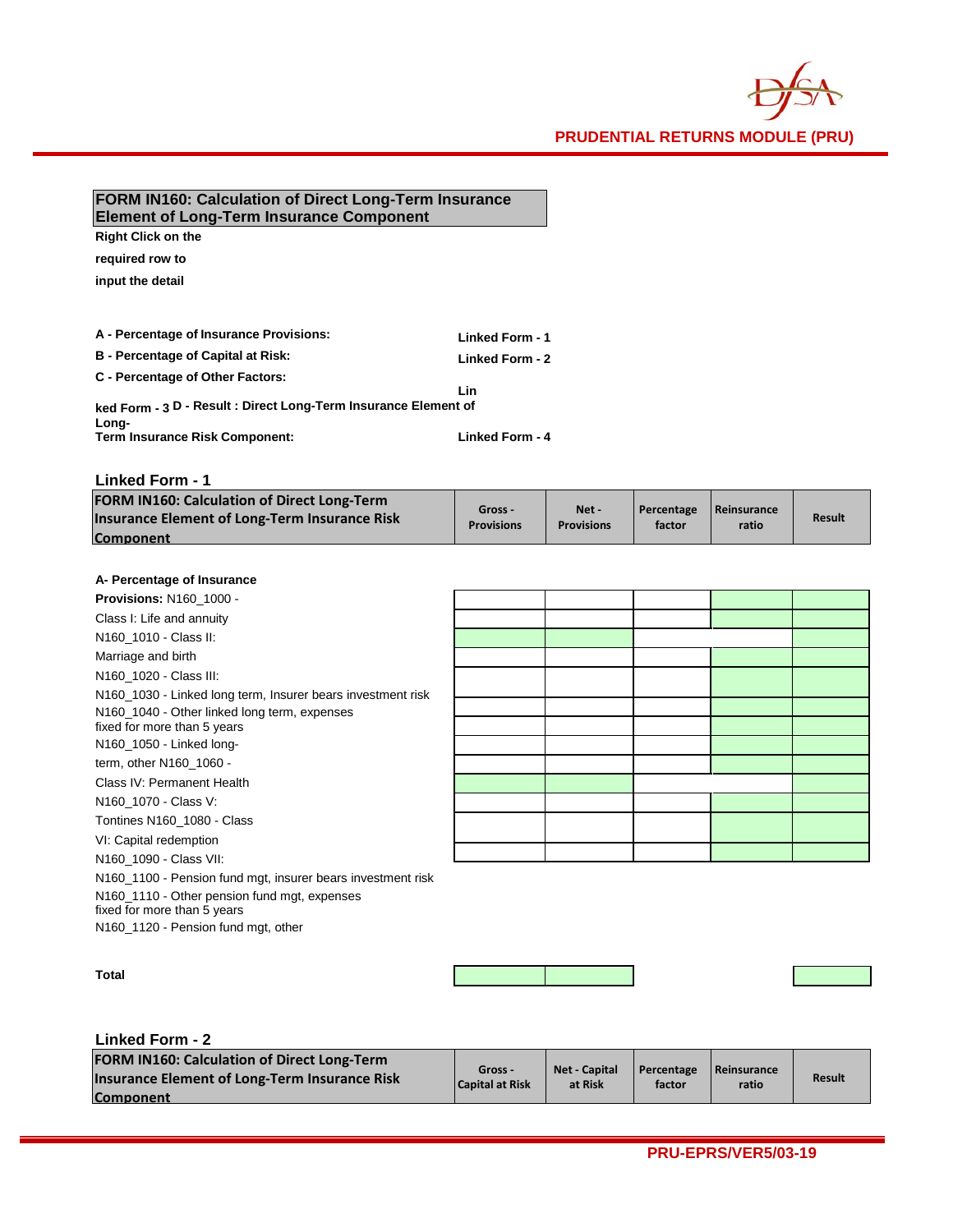## FORM IN160: Calculation of Direct Long-Term Insurance Element of Long-Term Insurance Component

**Right Click on the required row to input the detail**

| | |
|---|---|
| **A - Percentage of Insurance Provisions:** | **Linked Form - 1** |
| **B - Percentage of Capital at Risk:** | **Linked Form - 2** |
| **C - Percentage of Other Factors:** | **Linked Form - 3** |
| **D - Result : Direct Long-Term Insurance Element of Long-Term Insurance Risk Component:** | **Linked Form - 4** |

### Linked Form - 1

| FORM IN160: Calculation of Direct Long-Term Insurance Element of Long-Term Insurance Risk Component | Gross - Provisions | Net - Provisions | Percentage factor | Reinsurance ratio | Result |
|---|---|---|---|---|---|
| **A- Percentage of Insurance Provisions:** | | | | | |
| N160_1000 - Class I: Life and annuity | | | | | |
| N160_1010 - Class II: Marriage and birth | | | | | |
| N160_1020 - Class III: N160_1030 - Linked long term, Insurer bears investment risk | | | | | |
| N160_1040 - Other linked long term, expenses fixed for more than 5 years | | | | | |
| N160_1050 - Linked long-term, other | | | | | |
| N160_1060 - Class IV: Permanent Health | | | | | |
| N160_1070 - Class V: Tontines | | | | | |
| N160_1080 - Class VI: Capital redemption | | | | | |
| N160_1090 - Class VII: | | | | | |
| N160_1100 - Pension fund mgt, insurer bears investment risk | | | | | |
| N160_1110 - Other pension fund mgt, expenses fixed for more than 5 years | | | | | |
| N160_1120 - Pension fund mgt, other | | | | | |
| **Total** | | | | | |

### Linked Form - 2

| FORM IN160: Calculation of Direct Long-Term Insurance Element of Long-Term Insurance Risk Component | Gross - Capital at Risk | Net - Capital at Risk | Percentage factor | Reinsurance ratio | Result |
|---|---|---|---|---|---|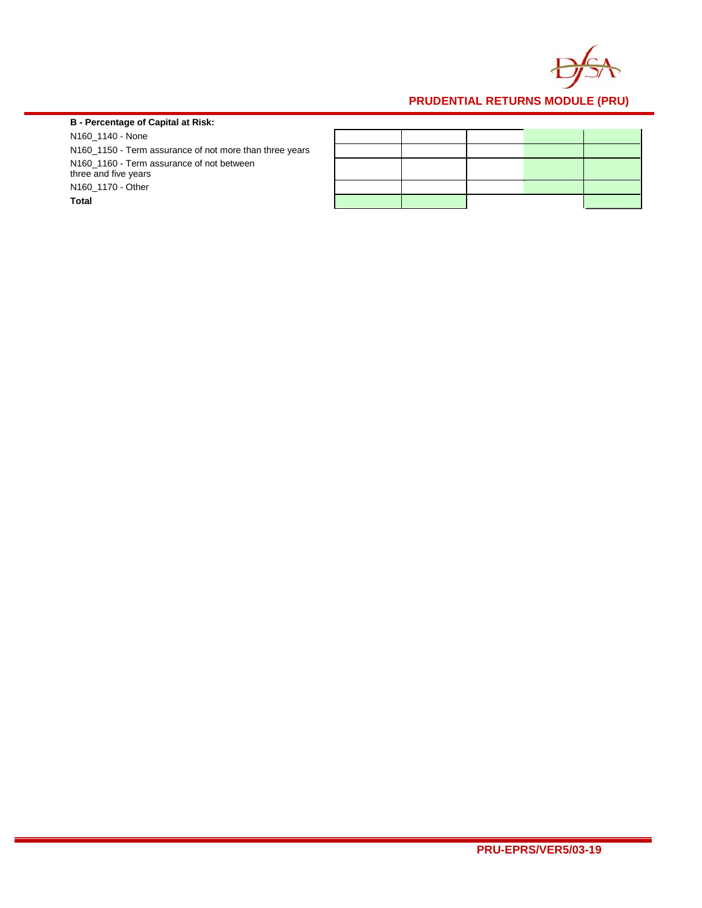**B - Percentage of Capital at Risk:**

| | | | | | |
|---|---|---|---|---|---|
| N160_1140 - None | | | | | |
| N160_1150 - Term assurance of not more than three years | | | | | |
| N160_1160 - Term assurance of not between three and five years | | | | | |
| N160_1170 - Other | | | | | |
| **Total** | | | | | |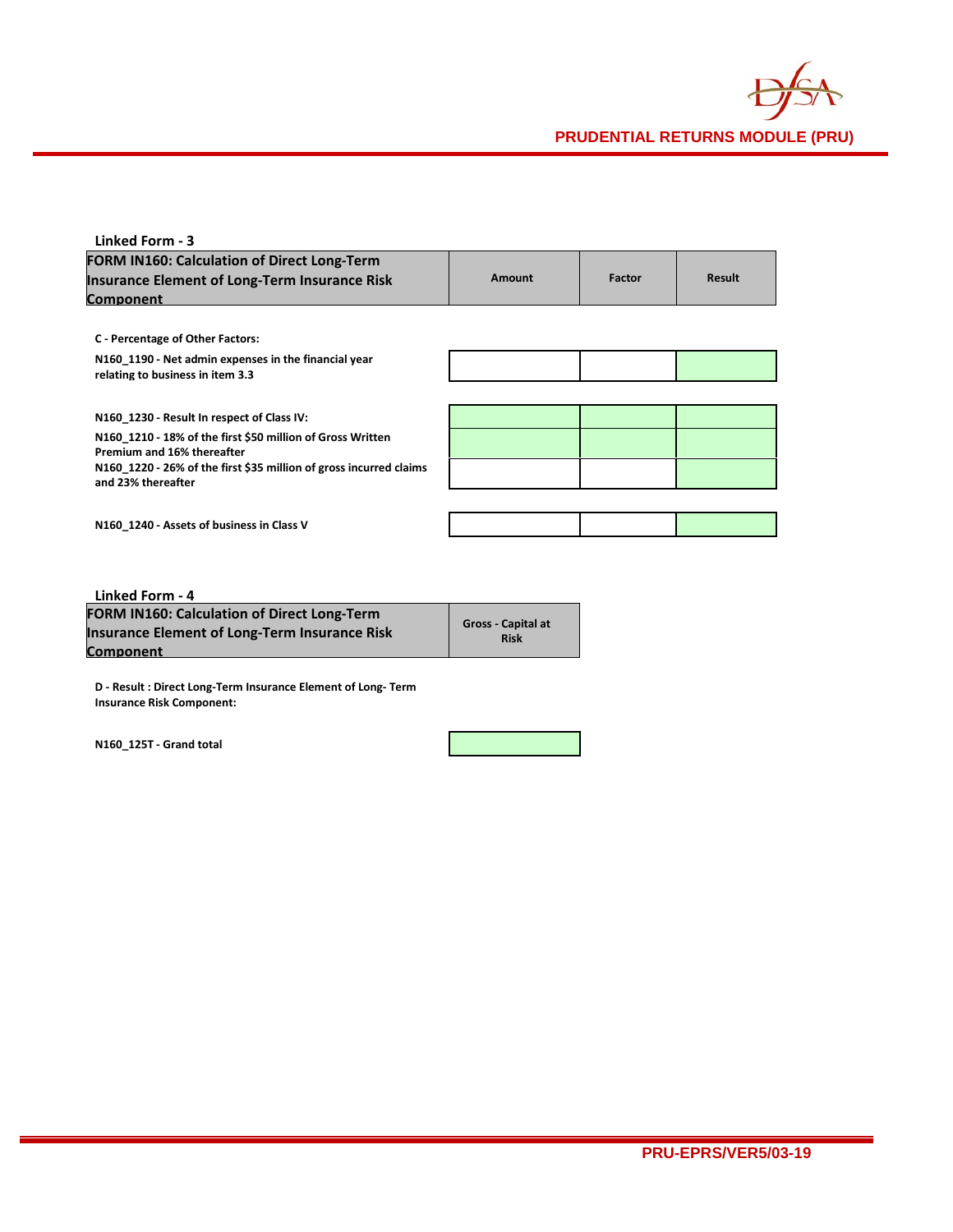**Linked Form - 3**

| FORM IN160: Calculation of Direct Long-Term Insurance Element of Long-Term Insurance Risk Component | Amount | Factor | Result |
|---|---|---|---|
| **C - Percentage of Other Factors:** | | | |
| N160_1190 - Net admin expenses in the financial year relating to business in item 3.3 | | | |
| N160_1230 - Result In respect of Class IV: | | | |
| N160_1210 - 18% of the first $50 million of Gross Written Premium and 16% thereafter | | | |
| N160_1220 - 26% of the first $35 million of gross incurred claims and 23% thereafter | | | |
| N160_1240 - Assets of business in Class V | | | |

**Linked Form - 4**

| FORM IN160: Calculation of Direct Long-Term Insurance Element of Long-Term Insurance Risk Component | Gross - Capital at Risk |
|---|---|
| **D - Result : Direct Long-Term Insurance Element of Long- Term Insurance Risk Component:** | |
| N160_125T - Grand total | |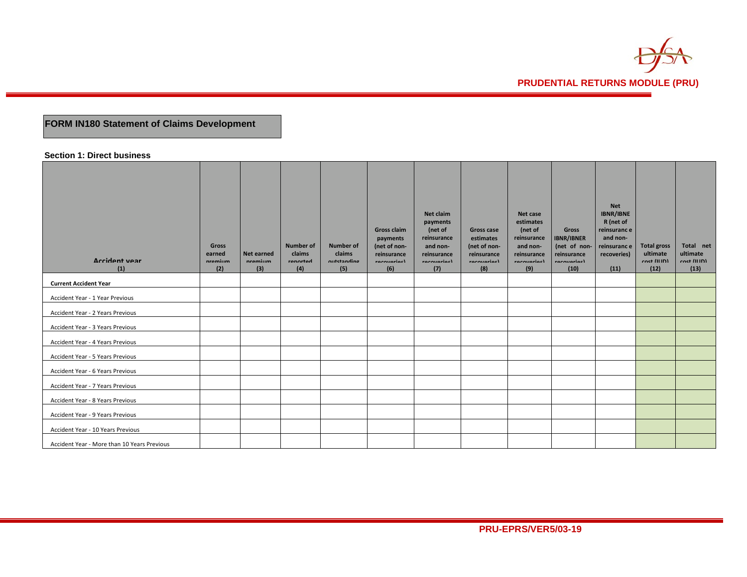## FORM IN180 Statement of Claims Development

### Section 1: Direct business

| Accident year (1) | Gross earned premium (2) | Net earned premium (3) | Number of claims reported (4) | Number of claims outstanding (5) | Gross claim payments (net of non-reinsurance recoveries) (6) | Net claim payments (net of reinsurance and non-reinsurance recoveries) (7) | Gross case estimates (net of non-reinsurance recoveries) (8) | Net case estimates (net of reinsurance and non-reinsurance recoveries) (9) | Gross IBNR/IBNER (net of non-reinsurance recoveries) (10) | Net IBNR/IBNER (net of reinsurance and non-reinsurance recoveries) (11) | Total gross ultimate cost (IUD) (12) | Total net ultimate cost (IUD) (13) |
|---|---|---|---|---|---|---|---|---|---|---|---|---|
| **Current Accident Year** | | | | | | | | | | | | |
| Accident Year - 1 Year Previous | | | | | | | | | | | | |
| Accident Year - 2 Years Previous | | | | | | | | | | | | |
| Accident Year - 3 Years Previous | | | | | | | | | | | | |
| Accident Year - 4 Years Previous | | | | | | | | | | | | |
| Accident Year - 5 Years Previous | | | | | | | | | | | | |
| Accident Year - 6 Years Previous | | | | | | | | | | | | |
| Accident Year - 7 Years Previous | | | | | | | | | | | | |
| Accident Year - 8 Years Previous | | | | | | | | | | | | |
| Accident Year - 9 Years Previous | | | | | | | | | | | | |
| Accident Year - 10 Years Previous | | | | | | | | | | | | |
| Accident Year - More than 10 Years Previous | | | | | | | | | | | | |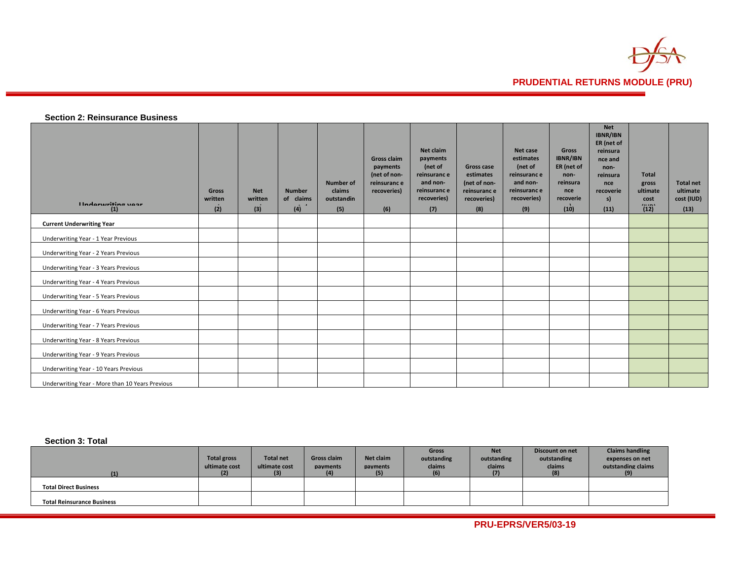## Section 2: Reinsurance Business

| Underwriting year (1) | Gross written (2) | Net written (3) | Number of claims (4) | Number of claims outstanding (5) | Gross claim payments (net of non-reinsurance recoveries) (6) | Net claim payments (net of reinsurance and non-reinsurance recoveries) (7) | Gross case estimates (net of non-reinsurance recoveries) (8) | Net case estimates (net of reinsurance and non-reinsurance recoveries) (9) | Gross IBNR/IBNER (net of non-reinsurance recoveries) (10) | Net IBNR/IBNER (net of reinsurance and non-reinsurance recoveries) (11) | Total gross ultimate cost (IUD) (12) | Total net ultimate cost (IUD) (13) |
|---|---|---|---|---|---|---|---|---|---|---|---|---|
| **Current Underwriting Year** | | | | | | | | | | | | |
| Underwriting Year - 1 Year Previous | | | | | | | | | | | | |
| Underwriting Year - 2 Years Previous | | | | | | | | | | | | |
| Underwriting Year - 3 Years Previous | | | | | | | | | | | | |
| Underwriting Year - 4 Years Previous | | | | | | | | | | | | |
| Underwriting Year - 5 Years Previous | | | | | | | | | | | | |
| Underwriting Year - 6 Years Previous | | | | | | | | | | | | |
| Underwriting Year - 7 Years Previous | | | | | | | | | | | | |
| Underwriting Year - 8 Years Previous | | | | | | | | | | | | |
| Underwriting Year - 9 Years Previous | | | | | | | | | | | | |
| Underwriting Year - 10 Years Previous | | | | | | | | | | | | |
| Underwriting Year - More than 10 Years Previous | | | | | | | | | | | | |

## Section 3: Total

| (1) | Total gross ultimate cost (2) | Total net ultimate cost (3) | Gross claim payments (4) | Net claim payments (5) | Gross outstanding claims (6) | Net outstanding claims (7) | Discount on net outstanding claims (8) | Claims handling expenses on net outstanding claims (9) |
|---|---|---|---|---|---|---|---|---|
| **Total Direct Business** | | | | | | | | |
| **Total Reinsurance Business** | | | | | | | | |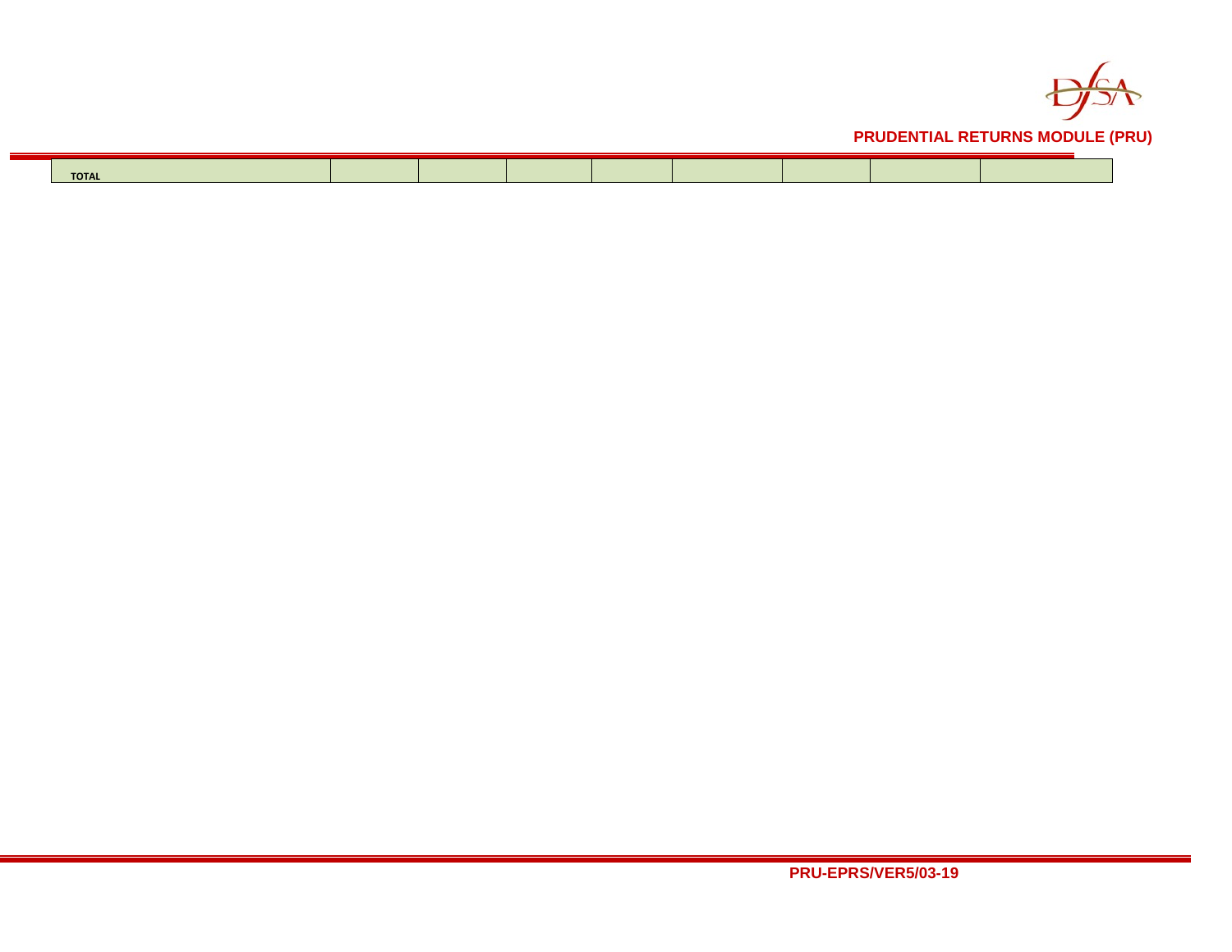| TOTAL | | | | | | | | |
|---|---|---|---|---|---|---|---|---|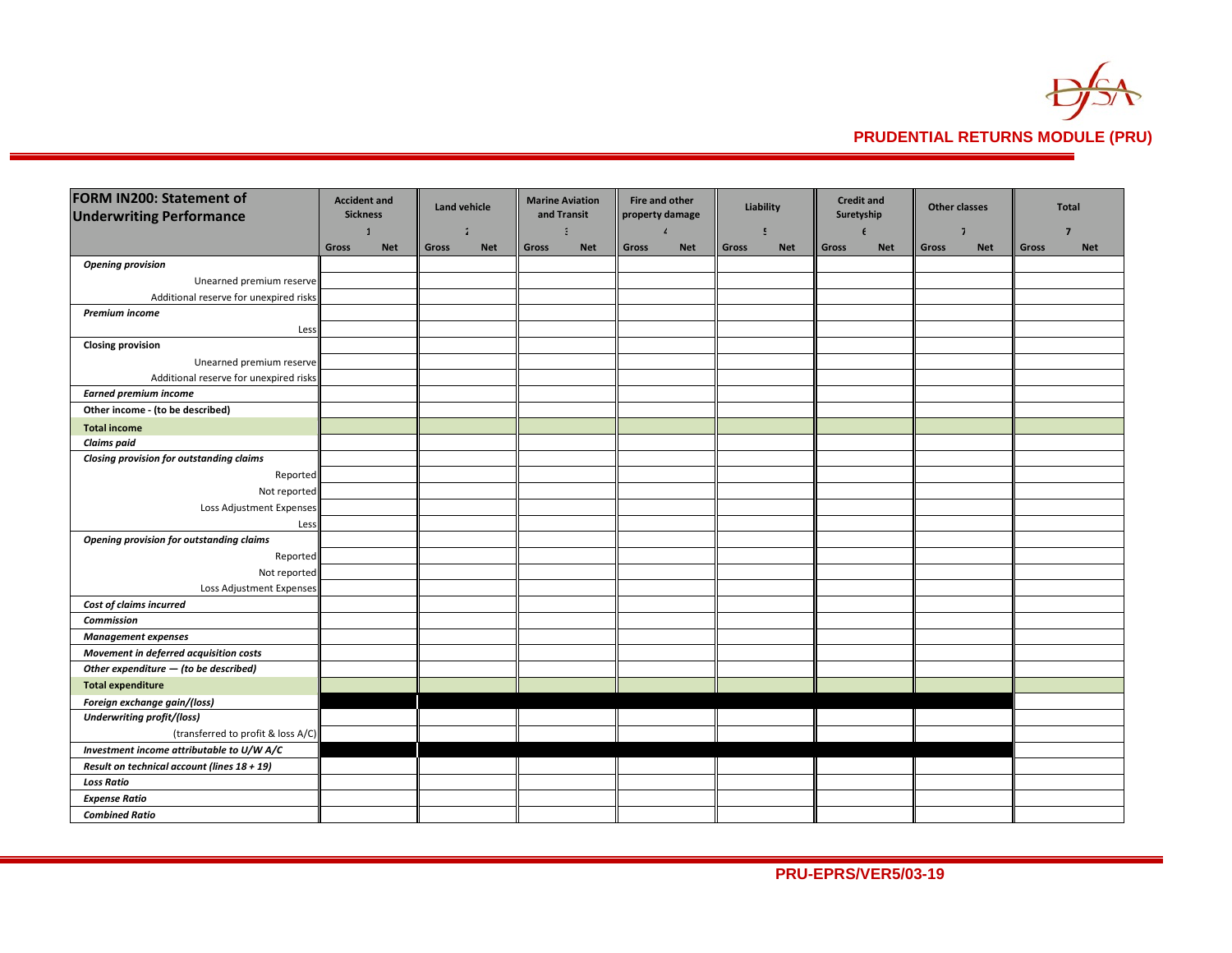| FORM IN200: Statement of Underwriting Performance | Accident and Sickness | | Land vehicle | | Marine Aviation and Transit | | Fire and other property damage | | Liability | | Credit and Suretyship | | Other classes | | Total | |
|---|---|---|---|---|---|---|---|---|---|---|---|---|---|---|---|---|
| | 1 | | 2 | | 3 | | 4 | | 5 | | 6 | | 7 | | 7 | |
| | Gross | Net | Gross | Net | Gross | Net | Gross | Net | Gross | Net | Gross | Net | Gross | Net | Gross | Net |
| ***Opening provision*** | | | | | | | | | | | | | | | | |
| Unearned premium reserve | | | | | | | | | | | | | | | | |
| Additional reserve for unexpired risks | | | | | | | | | | | | | | | | |
| ***Premium income*** | | | | | | | | | | | | | | | | |
| Less | | | | | | | | | | | | | | | | |
| **Closing provision** | | | | | | | | | | | | | | | | |
| Unearned premium reserve | | | | | | | | | | | | | | | | |
| Additional reserve for unexpired risks | | | | | | | | | | | | | | | | |
| ***Earned premium income*** | | | | | | | | | | | | | | | | |
| **Other income - (to be described)** | | | | | | | | | | | | | | | | |
| **Total income** | | | | | | | | | | | | | | | | |
| ***Claims paid*** | | | | | | | | | | | | | | | | |
| ***Closing provision for outstanding claims*** | | | | | | | | | | | | | | | | |
| Reported | | | | | | | | | | | | | | | | |
| Not reported | | | | | | | | | | | | | | | | |
| Loss Adjustment Expenses | | | | | | | | | | | | | | | | |
| Less | | | | | | | | | | | | | | | | |
| ***Opening provision for outstanding claims*** | | | | | | | | | | | | | | | | |
| Reported | | | | | | | | | | | | | | | | |
| Not reported | | | | | | | | | | | | | | | | |
| Loss Adjustment Expenses | | | | | | | | | | | | | | | | |
| ***Cost of claims incurred*** | | | | | | | | | | | | | | | | |
| ***Commission*** | | | | | | | | | | | | | | | | |
| ***Management expenses*** | | | | | | | | | | | | | | | | |
| ***Movement in deferred acquisition costs*** | | | | | | | | | | | | | | | | |
| ***Other expenditure — (to be described)*** | | | | | | | | | | | | | | | | |
| **Total expenditure** | | | | | | | | | | | | | | | | |
| ***Foreign exchange gain/(loss)*** | | | | | | | | | | | | | | | | |
| ***Underwriting profit/(loss)*** | | | | | | | | | | | | | | | | |
| (transferred to profit & loss A/C) | | | | | | | | | | | | | | | | |
| ***Investment income attributable to U/W A/C*** | | | | | | | | | | | | | | | | |
| ***Result on technical account (lines 18 + 19)*** | | | | | | | | | | | | | | | | |
| ***Loss Ratio*** | | | | | | | | | | | | | | | | |
| ***Expense Ratio*** | | | | | | | | | | | | | | | | |
| ***Combined Ratio*** | | | | | | | | | | | | | | | | |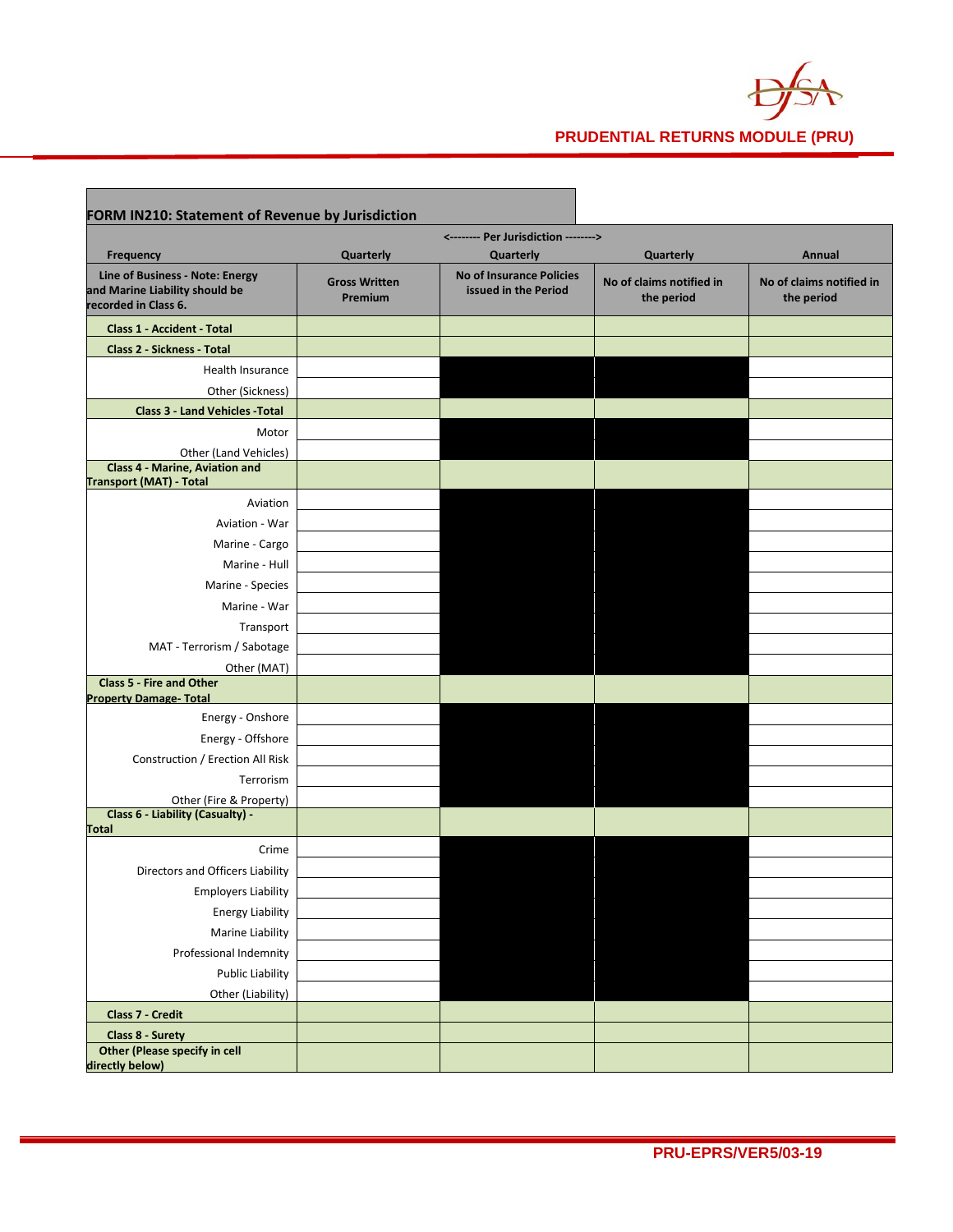**FORM IN210: Statement of Revenue by Jurisdiction**

| | <-------- Per Jurisdiction --------> | | | |
|---|---|---|---|---|
| **Frequency** | **Quarterly** | **Quarterly** | **Quarterly** | **Annual** |
| **Line of Business - Note: Energy and Marine Liability should be recorded in Class 6.** | **Gross Written Premium** | **No of Insurance Policies issued in the Period** | **No of claims notified in the period** | **No of claims notified in the period** |
| **Class 1 - Accident - Total** | | | | |
| **Class 2 - Sickness - Total** | | | | |
| Health Insurance | | | | |
| Other (Sickness) | | | | |
| **Class 3 - Land Vehicles -Total** | | | | |
| Motor | | | | |
| Other (Land Vehicles) | | | | |
| **Class 4 - Marine, Aviation and Transport (MAT) - Total** | | | | |
| Aviation | | | | |
| Aviation - War | | | | |
| Marine - Cargo | | | | |
| Marine - Hull | | | | |
| Marine - Species | | | | |
| Marine - War | | | | |
| Transport | | | | |
| MAT - Terrorism / Sabotage | | | | |
| Other (MAT) | | | | |
| **Class 5 - Fire and Other Property Damage- Total** | | | | |
| Energy - Onshore | | | | |
| Energy - Offshore | | | | |
| Construction / Erection All Risk | | | | |
| Terrorism | | | | |
| Other (Fire & Property) | | | | |
| **Class 6 - Liability (Casualty) - Total** | | | | |
| Crime | | | | |
| Directors and Officers Liability | | | | |
| Employers Liability | | | | |
| Energy Liability | | | | |
| Marine Liability | | | | |
| Professional Indemnity | | | | |
| Public Liability | | | | |
| Other (Liability) | | | | |
| **Class 7 - Credit** | | | | |
| **Class 8 - Surety** | | | | |
| **Other (Please specify in cell directly below)** | | | | |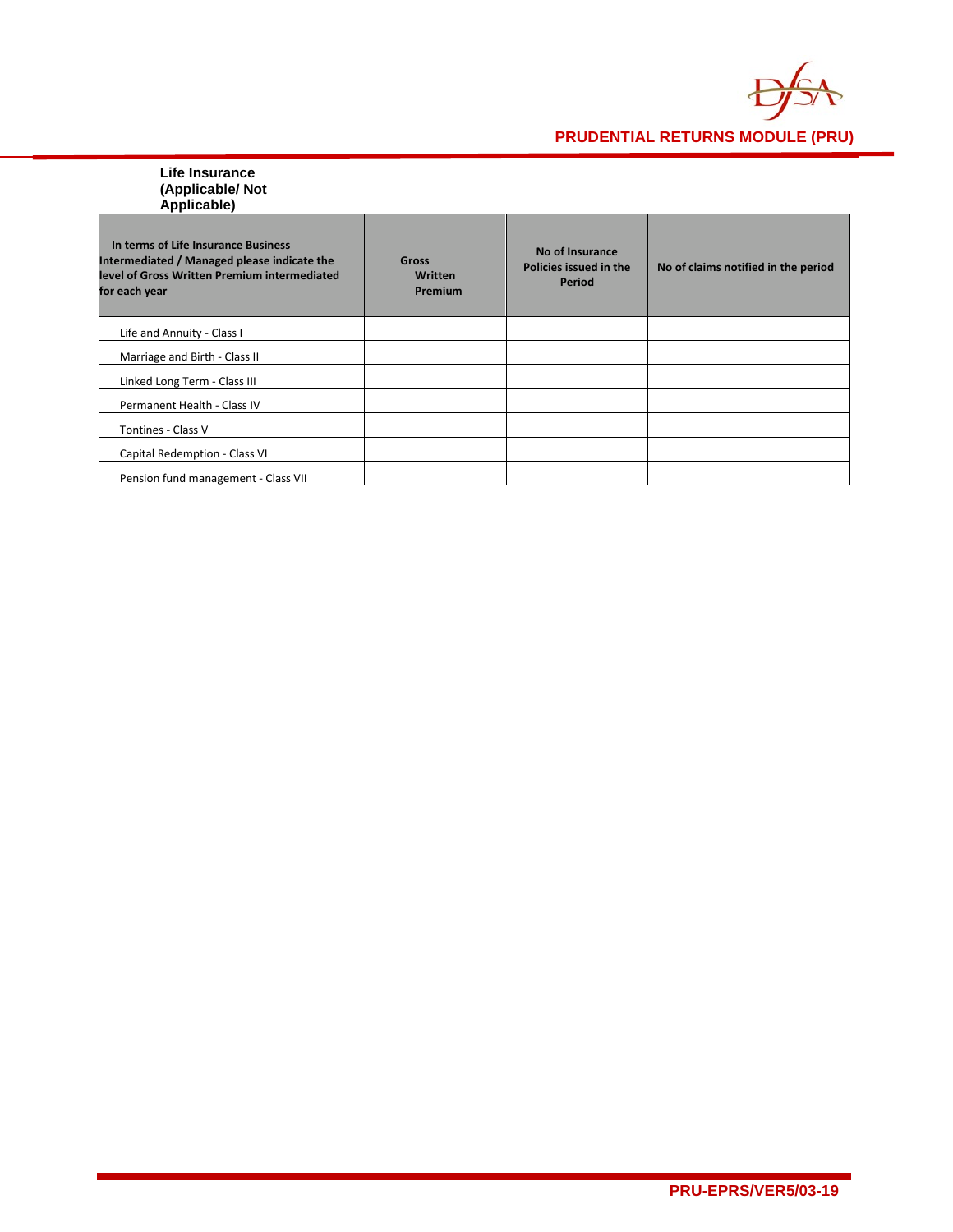**Life Insurance (Applicable/ Not Applicable)**

| In terms of Life Insurance Business Intermediated / Managed please indicate the level of Gross Written Premium intermediated for each year | Gross Written Premium | No of Insurance Policies issued in the Period | No of claims notified in the period |
|---|---|---|---|
| Life and Annuity - Class I | | | |
| Marriage and Birth - Class II | | | |
| Linked Long Term - Class III | | | |
| Permanent Health - Class IV | | | |
| Tontines - Class V | | | |
| Capital Redemption - Class VI | | | |
| Pension fund management - Class VII | | | |